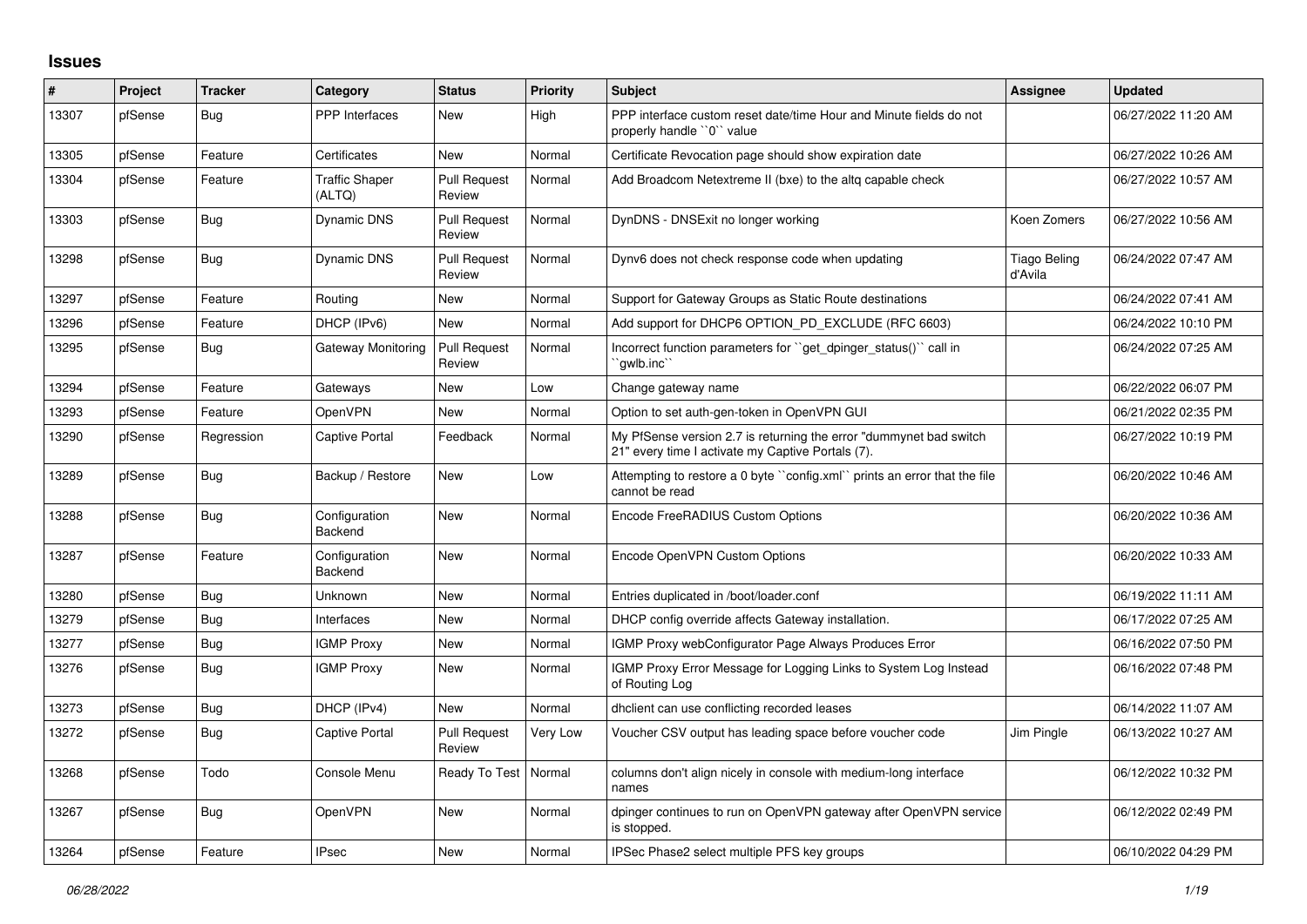## Issues

| # | Project | Tracker | Category | Status | Priority | Subject | Assignee | Updated |
|---|---|---|---|---|---|---|---|---|
| 13307 | pfSense | Bug | PPP Interfaces | New | High | PPP interface custom reset date/time Hour and Minute fields do not properly handle ``0`` value | | 06/27/2022 11:20 AM |
| 13305 | pfSense | Feature | Certificates | New | Normal | Certificate Revocation page should show expiration date | | 06/27/2022 10:26 AM |
| 13304 | pfSense | Feature | Traffic Shaper (ALTQ) | Pull Request Review | Normal | Add Broadcom Netextreme II (bxe) to the altq capable check | | 06/27/2022 10:57 AM |
| 13303 | pfSense | Bug | Dynamic DNS | Pull Request Review | Normal | DynDNS - DNSExit no longer working | Koen Zomers | 06/27/2022 10:56 AM |
| 13298 | pfSense | Bug | Dynamic DNS | Pull Request Review | Normal | Dynv6 does not check response code when updating | Tiago Beling d'Avila | 06/24/2022 07:47 AM |
| 13297 | pfSense | Feature | Routing | New | Normal | Support for Gateway Groups as Static Route destinations | | 06/24/2022 07:41 AM |
| 13296 | pfSense | Feature | DHCP (IPv6) | New | Normal | Add support for DHCP6 OPTION_PD_EXCLUDE (RFC 6603) | | 06/24/2022 10:10 PM |
| 13295 | pfSense | Bug | Gateway Monitoring | Pull Request Review | Normal | Incorrect function parameters for ``get_dpinger_status()`` call in ``gwlb.inc`` | | 06/24/2022 07:25 AM |
| 13294 | pfSense | Feature | Gateways | New | Low | Change gateway name | | 06/22/2022 06:07 PM |
| 13293 | pfSense | Feature | OpenVPN | New | Normal | Option to set auth-gen-token in OpenVPN GUI | | 06/21/2022 02:35 PM |
| 13290 | pfSense | Regression | Captive Portal | Feedback | Normal | My PfSense version 2.7 is returning the error "dummynet bad switch 21" every time I activate my Captive Portals (7). | | 06/27/2022 10:19 PM |
| 13289 | pfSense | Bug | Backup / Restore | New | Low | Attempting to restore a 0 byte ``config.xml`` prints an error that the file cannot be read | | 06/20/2022 10:46 AM |
| 13288 | pfSense | Bug | Configuration Backend | New | Normal | Encode FreeRADIUS Custom Options | | 06/20/2022 10:36 AM |
| 13287 | pfSense | Feature | Configuration Backend | New | Normal | Encode OpenVPN Custom Options | | 06/20/2022 10:33 AM |
| 13280 | pfSense | Bug | Unknown | New | Normal | Entries duplicated in /boot/loader.conf | | 06/19/2022 11:11 AM |
| 13279 | pfSense | Bug | Interfaces | New | Normal | DHCP config override affects Gateway installation. | | 06/17/2022 07:25 AM |
| 13277 | pfSense | Bug | IGMP Proxy | New | Normal | IGMP Proxy webConfigurator Page Always Produces Error | | 06/16/2022 07:50 PM |
| 13276 | pfSense | Bug | IGMP Proxy | New | Normal | IGMP Proxy Error Message for Logging Links to System Log Instead of Routing Log | | 06/16/2022 07:48 PM |
| 13273 | pfSense | Bug | DHCP (IPv4) | New | Normal | dhclient can use conflicting recorded leases | | 06/14/2022 11:07 AM |
| 13272 | pfSense | Bug | Captive Portal | Pull Request Review | Very Low | Voucher CSV output has leading space before voucher code | Jim Pingle | 06/13/2022 10:27 AM |
| 13268 | pfSense | Todo | Console Menu | Ready To Test | Normal | columns don't align nicely in console with medium-long interface names | | 06/12/2022 10:32 PM |
| 13267 | pfSense | Bug | OpenVPN | New | Normal | dpinger continues to run on OpenVPN gateway after OpenVPN service is stopped. | | 06/12/2022 02:49 PM |
| 13264 | pfSense | Feature | IPsec | New | Normal | IPSec Phase2 select multiple PFS key groups | | 06/10/2022 04:29 PM |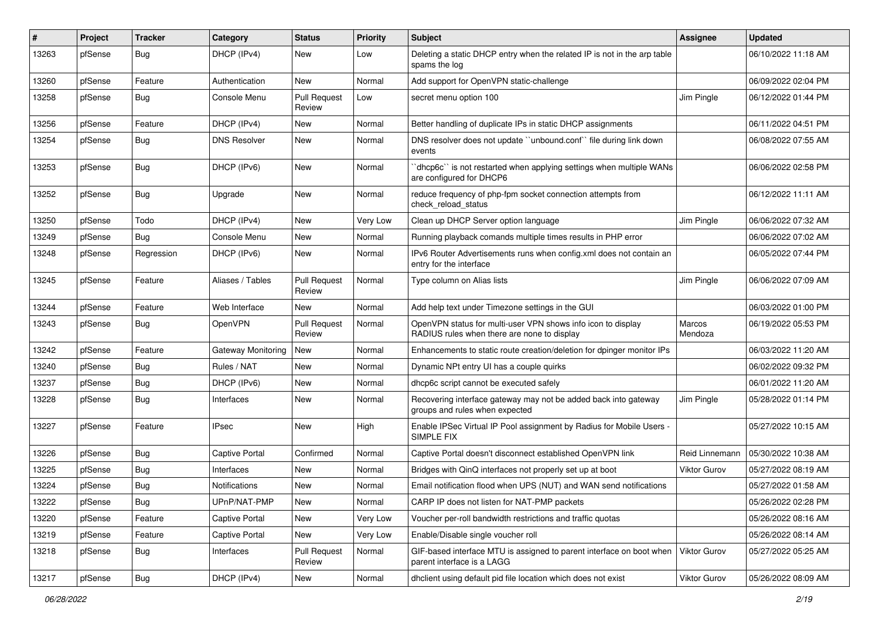| # | Project | Tracker | Category | Status | Priority | Subject | Assignee | Updated |
|---|---|---|---|---|---|---|---|---|
| 13263 | pfSense | Bug | DHCP (IPv4) | New | Low | Deleting a static DHCP entry when the related IP is not in the arp table spams the log | | 06/10/2022 11:18 AM |
| 13260 | pfSense | Feature | Authentication | New | Normal | Add support for OpenVPN static-challenge | | 06/09/2022 02:04 PM |
| 13258 | pfSense | Bug | Console Menu | Pull Request Review | Low | secret menu option 100 | Jim Pingle | 06/12/2022 01:44 PM |
| 13256 | pfSense | Feature | DHCP (IPv4) | New | Normal | Better handling of duplicate IPs in static DHCP assignments | | 06/11/2022 04:51 PM |
| 13254 | pfSense | Bug | DNS Resolver | New | Normal | DNS resolver does not update ``unbound.conf`` file during link down events | | 06/08/2022 07:55 AM |
| 13253 | pfSense | Bug | DHCP (IPv6) | New | Normal | ``dhcp6c`` is not restarted when applying settings when multiple WANs are configured for DHCP6 | | 06/06/2022 02:58 PM |
| 13252 | pfSense | Bug | Upgrade | New | Normal | reduce frequency of php-fpm socket connection attempts from check_reload_status | | 06/12/2022 11:11 AM |
| 13250 | pfSense | Todo | DHCP (IPv4) | New | Very Low | Clean up DHCP Server option language | Jim Pingle | 06/06/2022 07:32 AM |
| 13249 | pfSense | Bug | Console Menu | New | Normal | Running playback comands multiple times results in PHP error | | 06/06/2022 07:02 AM |
| 13248 | pfSense | Regression | DHCP (IPv6) | New | Normal | IPv6 Router Advertisements runs when config.xml does not contain an entry for the interface | | 06/05/2022 07:44 PM |
| 13245 | pfSense | Feature | Aliases / Tables | Pull Request Review | Normal | Type column on Alias lists | Jim Pingle | 06/06/2022 07:09 AM |
| 13244 | pfSense | Feature | Web Interface | New | Normal | Add help text under Timezone settings in the GUI | | 06/03/2022 01:00 PM |
| 13243 | pfSense | Bug | OpenVPN | Pull Request Review | Normal | OpenVPN status for multi-user VPN shows info icon to display RADIUS rules when there are none to display | Marcos Mendoza | 06/19/2022 05:53 PM |
| 13242 | pfSense | Feature | Gateway Monitoring | New | Normal | Enhancements to static route creation/deletion for dpinger monitor IPs | | 06/03/2022 11:20 AM |
| 13240 | pfSense | Bug | Rules / NAT | New | Normal | Dynamic NPt entry UI has a couple quirks | | 06/02/2022 09:32 PM |
| 13237 | pfSense | Bug | DHCP (IPv6) | New | Normal | dhcp6c script cannot be executed safely | | 06/01/2022 11:20 AM |
| 13228 | pfSense | Bug | Interfaces | New | Normal | Recovering interface gateway may not be added back into gateway groups and rules when expected | Jim Pingle | 05/28/2022 01:14 PM |
| 13227 | pfSense | Feature | IPsec | New | High | Enable IPSec Virtual IP Pool assignment by Radius for Mobile Users - SIMPLE FIX | | 05/27/2022 10:15 AM |
| 13226 | pfSense | Bug | Captive Portal | Confirmed | Normal | Captive Portal doesn't disconnect established OpenVPN link | Reid Linnemann | 05/30/2022 10:38 AM |
| 13225 | pfSense | Bug | Interfaces | New | Normal | Bridges with QinQ interfaces not properly set up at boot | Viktor Gurov | 05/27/2022 08:19 AM |
| 13224 | pfSense | Bug | Notifications | New | Normal | Email notification flood when UPS (NUT) and WAN send notifications | | 05/27/2022 01:58 AM |
| 13222 | pfSense | Bug | UPnP/NAT-PMP | New | Normal | CARP IP does not listen for NAT-PMP packets | | 05/26/2022 02:28 PM |
| 13220 | pfSense | Feature | Captive Portal | New | Very Low | Voucher per-roll bandwidth restrictions and traffic quotas | | 05/26/2022 08:16 AM |
| 13219 | pfSense | Feature | Captive Portal | New | Very Low | Enable/Disable single voucher roll | | 05/26/2022 08:14 AM |
| 13218 | pfSense | Bug | Interfaces | Pull Request Review | Normal | GIF-based interface MTU is assigned to parent interface on boot when parent interface is a LAGG | Viktor Gurov | 05/27/2022 05:25 AM |
| 13217 | pfSense | Bug | DHCP (IPv4) | New | Normal | dhclient using default pid file location which does not exist | Viktor Gurov | 05/26/2022 08:09 AM |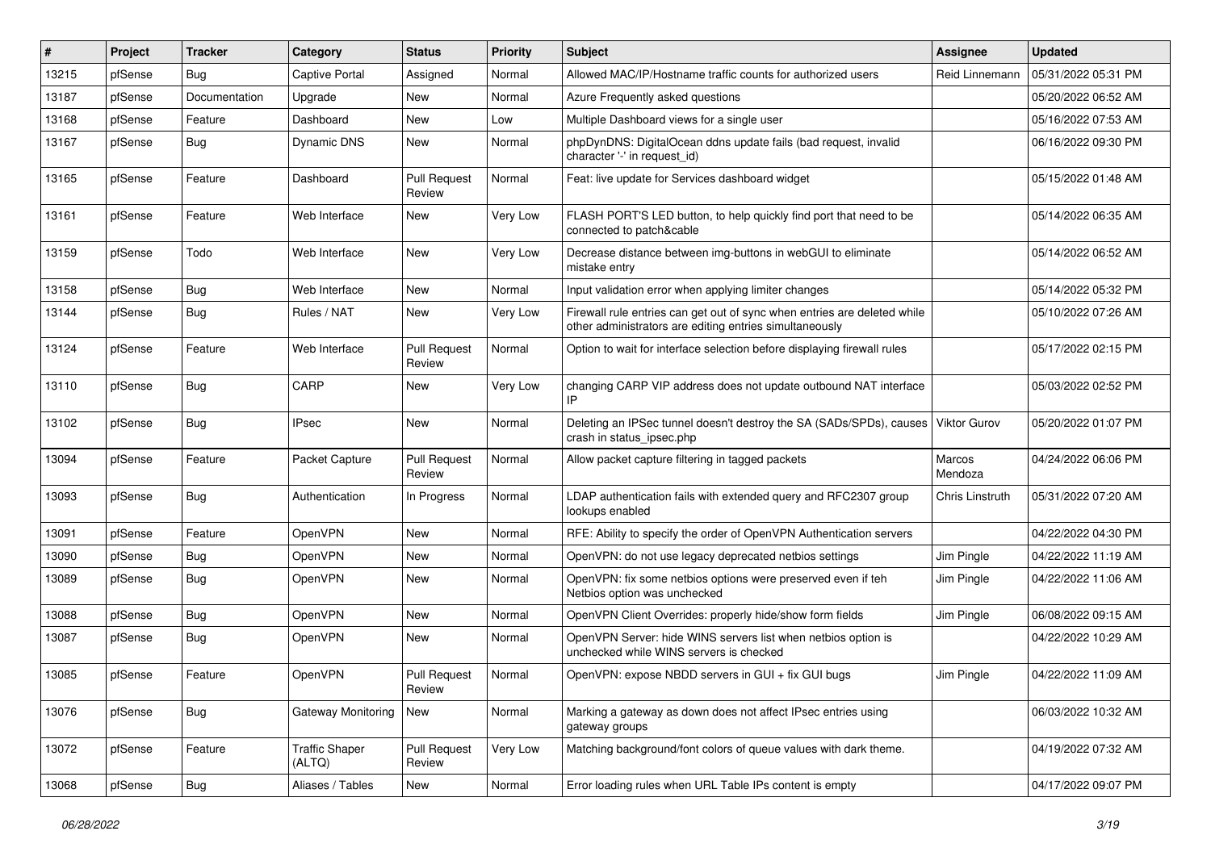| # | Project | Tracker | Category | Status | Priority | Subject | Assignee | Updated |
|---|---|---|---|---|---|---|---|---|
| 13215 | pfSense | Bug | Captive Portal | Assigned | Normal | Allowed MAC/IP/Hostname traffic counts for authorized users | Reid Linnemann | 05/31/2022 05:31 PM |
| 13187 | pfSense | Documentation | Upgrade | New | Normal | Azure Frequently asked questions | | 05/20/2022 06:52 AM |
| 13168 | pfSense | Feature | Dashboard | New | Low | Multiple Dashboard views for a single user | | 05/16/2022 07:53 AM |
| 13167 | pfSense | Bug | Dynamic DNS | New | Normal | phpDynDNS: DigitalOcean ddns update fails (bad request, invalid character '-' in request_id) | | 06/16/2022 09:30 PM |
| 13165 | pfSense | Feature | Dashboard | Pull Request Review | Normal | Feat: live update for Services dashboard widget | | 05/15/2022 01:48 AM |
| 13161 | pfSense | Feature | Web Interface | New | Very Low | FLASH PORT'S LED button, to help quickly find port that need to be connected to patch&cable | | 05/14/2022 06:35 AM |
| 13159 | pfSense | Todo | Web Interface | New | Very Low | Decrease distance between img-buttons in webGUI to eliminate mistake entry | | 05/14/2022 06:52 AM |
| 13158 | pfSense | Bug | Web Interface | New | Normal | Input validation error when applying limiter changes | | 05/14/2022 05:32 PM |
| 13144 | pfSense | Bug | Rules / NAT | New | Very Low | Firewall rule entries can get out of sync when entries are deleted while other administrators are editing entries simultaneously | | 05/10/2022 07:26 AM |
| 13124 | pfSense | Feature | Web Interface | Pull Request Review | Normal | Option to wait for interface selection before displaying firewall rules | | 05/17/2022 02:15 PM |
| 13110 | pfSense | Bug | CARP | New | Very Low | changing CARP VIP address does not update outbound NAT interface IP | | 05/03/2022 02:52 PM |
| 13102 | pfSense | Bug | IPsec | New | Normal | Deleting an IPSec tunnel doesn't destroy the SA (SADs/SPDs), causes crash in status_ipsec.php | Viktor Gurov | 05/20/2022 01:07 PM |
| 13094 | pfSense | Feature | Packet Capture | Pull Request Review | Normal | Allow packet capture filtering in tagged packets | Marcos Mendoza | 04/24/2022 06:06 PM |
| 13093 | pfSense | Bug | Authentication | In Progress | Normal | LDAP authentication fails with extended query and RFC2307 group lookups enabled | Chris Linstruth | 05/31/2022 07:20 AM |
| 13091 | pfSense | Feature | OpenVPN | New | Normal | RFE: Ability to specify the order of OpenVPN Authentication servers | | 04/22/2022 04:30 PM |
| 13090 | pfSense | Bug | OpenVPN | New | Normal | OpenVPN: do not use legacy deprecated netbios settings | Jim Pingle | 04/22/2022 11:19 AM |
| 13089 | pfSense | Bug | OpenVPN | New | Normal | OpenVPN: fix some netbios options were preserved even if teh Netbios option was unchecked | Jim Pingle | 04/22/2022 11:06 AM |
| 13088 | pfSense | Bug | OpenVPN | New | Normal | OpenVPN Client Overrides: properly hide/show form fields | Jim Pingle | 06/08/2022 09:15 AM |
| 13087 | pfSense | Bug | OpenVPN | New | Normal | OpenVPN Server: hide WINS servers list when netbios option is unchecked while WINS servers is checked | | 04/22/2022 10:29 AM |
| 13085 | pfSense | Feature | OpenVPN | Pull Request Review | Normal | OpenVPN: expose NBDD servers in GUI + fix GUI bugs | Jim Pingle | 04/22/2022 11:09 AM |
| 13076 | pfSense | Bug | Gateway Monitoring | New | Normal | Marking a gateway as down does not affect IPsec entries using gateway groups | | 06/03/2022 10:32 AM |
| 13072 | pfSense | Feature | Traffic Shaper (ALTQ) | Pull Request Review | Very Low | Matching background/font colors of queue values with dark theme. | | 04/19/2022 07:32 AM |
| 13068 | pfSense | Bug | Aliases / Tables | New | Normal | Error loading rules when URL Table IPs content is empty | | 04/17/2022 09:07 PM |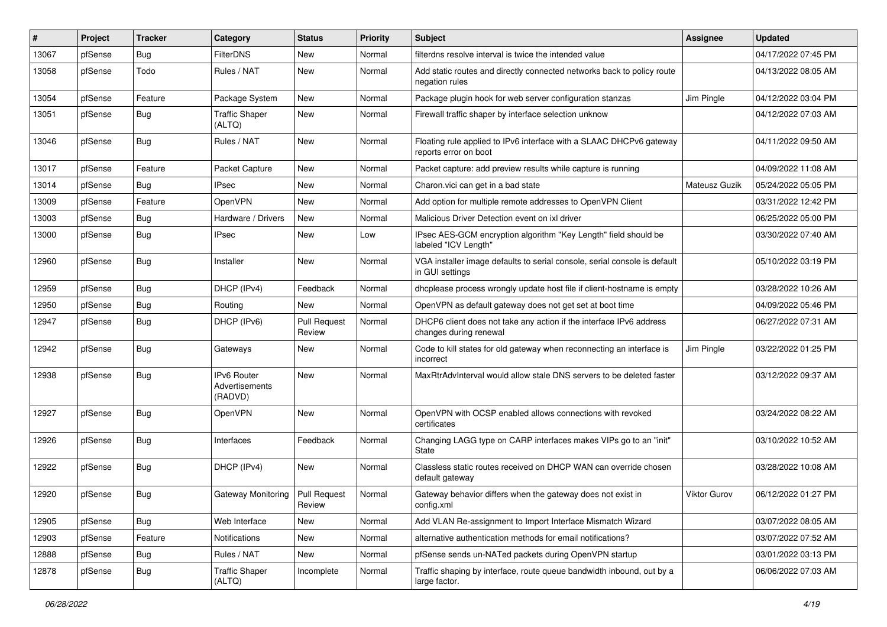| # | Project | Tracker | Category | Status | Priority | Subject | Assignee | Updated |
|---|---|---|---|---|---|---|---|---|
| 13067 | pfSense | Bug | FilterDNS | New | Normal | filterdns resolve interval is twice the intended value | | 04/17/2022 07:45 PM |
| 13058 | pfSense | Todo | Rules / NAT | New | Normal | Add static routes and directly connected networks back to policy route negation rules | | 04/13/2022 08:05 AM |
| 13054 | pfSense | Feature | Package System | New | Normal | Package plugin hook for web server configuration stanzas | Jim Pingle | 04/12/2022 03:04 PM |
| 13051 | pfSense | Bug | Traffic Shaper (ALTQ) | New | Normal | Firewall traffic shaper by interface selection unknow | | 04/12/2022 07:03 AM |
| 13046 | pfSense | Bug | Rules / NAT | New | Normal | Floating rule applied to IPv6 interface with a SLAAC DHCPv6 gateway reports error on boot | | 04/11/2022 09:50 AM |
| 13017 | pfSense | Feature | Packet Capture | New | Normal | Packet capture: add preview results while capture is running | | 04/09/2022 11:08 AM |
| 13014 | pfSense | Bug | IPsec | New | Normal | Charon.vici can get in a bad state | Mateusz Guzik | 05/24/2022 05:05 PM |
| 13009 | pfSense | Feature | OpenVPN | New | Normal | Add option for multiple remote addresses to OpenVPN Client | | 03/31/2022 12:42 PM |
| 13003 | pfSense | Bug | Hardware / Drivers | New | Normal | Malicious Driver Detection event on ixl driver | | 06/25/2022 05:00 PM |
| 13000 | pfSense | Bug | IPsec | New | Low | IPsec AES-GCM encryption algorithm "Key Length" field should be labeled "ICV Length" | | 03/30/2022 07:40 AM |
| 12960 | pfSense | Bug | Installer | New | Normal | VGA installer image defaults to serial console, serial console is default in GUI settings | | 05/10/2022 03:19 PM |
| 12959 | pfSense | Bug | DHCP (IPv4) | Feedback | Normal | dhcplease process wrongly update host file if client-hostname is empty | | 03/28/2022 10:26 AM |
| 12950 | pfSense | Bug | Routing | New | Normal | OpenVPN as default gateway does not get set at boot time | | 04/09/2022 05:46 PM |
| 12947 | pfSense | Bug | DHCP (IPv6) | Pull Request Review | Normal | DHCP6 client does not take any action if the interface IPv6 address changes during renewal | | 06/27/2022 07:31 AM |
| 12942 | pfSense | Bug | Gateways | New | Normal | Code to kill states for old gateway when reconnecting an interface is incorrect | Jim Pingle | 03/22/2022 01:25 PM |
| 12938 | pfSense | Bug | IPv6 Router Advertisements (RADVD) | New | Normal | MaxRtrAdvInterval would allow stale DNS servers to be deleted faster | | 03/12/2022 09:37 AM |
| 12927 | pfSense | Bug | OpenVPN | New | Normal | OpenVPN with OCSP enabled allows connections with revoked certificates | | 03/24/2022 08:22 AM |
| 12926 | pfSense | Bug | Interfaces | Feedback | Normal | Changing LAGG type on CARP interfaces makes VIPs go to an "init" State | | 03/10/2022 10:52 AM |
| 12922 | pfSense | Bug | DHCP (IPv4) | New | Normal | Classless static routes received on DHCP WAN can override chosen default gateway | | 03/28/2022 10:08 AM |
| 12920 | pfSense | Bug | Gateway Monitoring | Pull Request Review | Normal | Gateway behavior differs when the gateway does not exist in config.xml | Viktor Gurov | 06/12/2022 01:27 PM |
| 12905 | pfSense | Bug | Web Interface | New | Normal | Add VLAN Re-assignment to Import Interface Mismatch Wizard | | 03/07/2022 08:05 AM |
| 12903 | pfSense | Feature | Notifications | New | Normal | alternative authentication methods for email notifications? | | 03/07/2022 07:52 AM |
| 12888 | pfSense | Bug | Rules / NAT | New | Normal | pfSense sends un-NATed packets during OpenVPN startup | | 03/01/2022 03:13 PM |
| 12878 | pfSense | Bug | Traffic Shaper (ALTQ) | Incomplete | Normal | Traffic shaping by interface, route queue bandwidth inbound, out by a large factor. | | 06/06/2022 07:03 AM |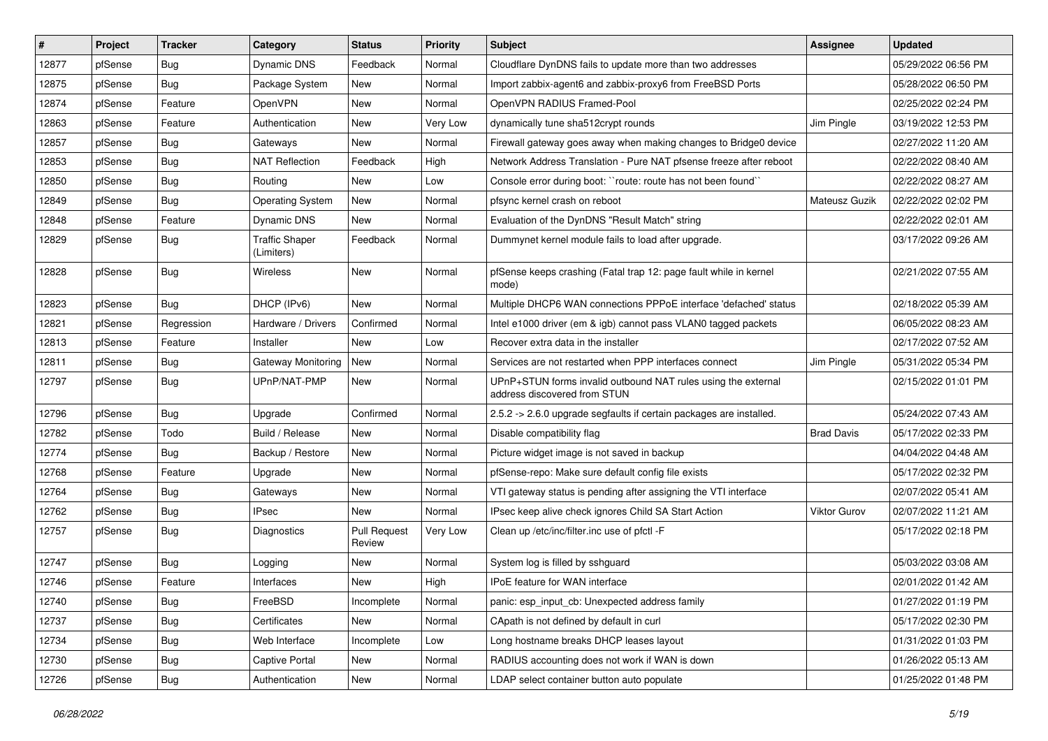| # | Project | Tracker | Category | Status | Priority | Subject | Assignee | Updated |
|---|---|---|---|---|---|---|---|---|
| 12877 | pfSense | Bug | Dynamic DNS | Feedback | Normal | Cloudflare DynDNS fails to update more than two addresses | | 05/29/2022 06:56 PM |
| 12875 | pfSense | Bug | Package System | New | Normal | Import zabbix-agent6 and zabbix-proxy6 from FreeBSD Ports | | 05/28/2022 06:50 PM |
| 12874 | pfSense | Feature | OpenVPN | New | Normal | OpenVPN RADIUS Framed-Pool | | 02/25/2022 02:24 PM |
| 12863 | pfSense | Feature | Authentication | New | Very Low | dynamically tune sha512crypt rounds | Jim Pingle | 03/19/2022 12:53 PM |
| 12857 | pfSense | Bug | Gateways | New | Normal | Firewall gateway goes away when making changes to Bridge0 device | | 02/27/2022 11:20 AM |
| 12853 | pfSense | Bug | NAT Reflection | Feedback | High | Network Address Translation - Pure NAT pfsense freeze after reboot | | 02/22/2022 08:40 AM |
| 12850 | pfSense | Bug | Routing | New | Low | Console error during boot: ``route: route has not been found`` | | 02/22/2022 08:27 AM |
| 12849 | pfSense | Bug | Operating System | New | Normal | pfsync kernel crash on reboot | Mateusz Guzik | 02/22/2022 02:02 PM |
| 12848 | pfSense | Feature | Dynamic DNS | New | Normal | Evaluation of the DynDNS "Result Match" string | | 02/22/2022 02:01 AM |
| 12829 | pfSense | Bug | Traffic Shaper (Limiters) | Feedback | Normal | Dummynet kernel module fails to load after upgrade. | | 03/17/2022 09:26 AM |
| 12828 | pfSense | Bug | Wireless | New | Normal | pfSense keeps crashing (Fatal trap 12: page fault while in kernel mode) | | 02/21/2022 07:55 AM |
| 12823 | pfSense | Bug | DHCP (IPv6) | New | Normal | Multiple DHCP6 WAN connections PPPoE interface 'defached' status | | 02/18/2022 05:39 AM |
| 12821 | pfSense | Regression | Hardware / Drivers | Confirmed | Normal | Intel e1000 driver (em & igb) cannot pass VLAN0 tagged packets | | 06/05/2022 08:23 AM |
| 12813 | pfSense | Feature | Installer | New | Low | Recover extra data in the installer | | 02/17/2022 07:52 AM |
| 12811 | pfSense | Bug | Gateway Monitoring | New | Normal | Services are not restarted when PPP interfaces connect | Jim Pingle | 05/31/2022 05:34 PM |
| 12797 | pfSense | Bug | UPnP/NAT-PMP | New | Normal | UPnP+STUN forms invalid outbound NAT rules using the external address discovered from STUN | | 02/15/2022 01:01 PM |
| 12796 | pfSense | Bug | Upgrade | Confirmed | Normal | 2.5.2 -> 2.6.0 upgrade segfaults if certain packages are installed. | | 05/24/2022 07:43 AM |
| 12782 | pfSense | Todo | Build / Release | New | Normal | Disable compatibility flag | Brad Davis | 05/17/2022 02:33 PM |
| 12774 | pfSense | Bug | Backup / Restore | New | Normal | Picture widget image is not saved in backup | | 04/04/2022 04:48 AM |
| 12768 | pfSense | Feature | Upgrade | New | Normal | pfSense-repo: Make sure default config file exists | | 05/17/2022 02:32 PM |
| 12764 | pfSense | Bug | Gateways | New | Normal | VTI gateway status is pending after assigning the VTI interface | | 02/07/2022 05:41 AM |
| 12762 | pfSense | Bug | IPsec | New | Normal | IPsec keep alive check ignores Child SA Start Action | Viktor Gurov | 02/07/2022 11:21 AM |
| 12757 | pfSense | Bug | Diagnostics | Pull Request Review | Very Low | Clean up /etc/inc/filter.inc use of pfctl -F | | 05/17/2022 02:18 PM |
| 12747 | pfSense | Bug | Logging | New | Normal | System log is filled by sshguard | | 05/03/2022 03:08 AM |
| 12746 | pfSense | Feature | Interfaces | New | High | IPoE feature for WAN interface | | 02/01/2022 01:42 AM |
| 12740 | pfSense | Bug | FreeBSD | Incomplete | Normal | panic: esp_input_cb: Unexpected address family | | 01/27/2022 01:19 PM |
| 12737 | pfSense | Bug | Certificates | New | Normal | CApath is not defined by default in curl | | 05/17/2022 02:30 PM |
| 12734 | pfSense | Bug | Web Interface | Incomplete | Low | Long hostname breaks DHCP leases layout | | 01/31/2022 01:03 PM |
| 12730 | pfSense | Bug | Captive Portal | New | Normal | RADIUS accounting does not work if WAN is down | | 01/26/2022 05:13 AM |
| 12726 | pfSense | Bug | Authentication | New | Normal | LDAP select container button auto populate | | 01/25/2022 01:48 PM |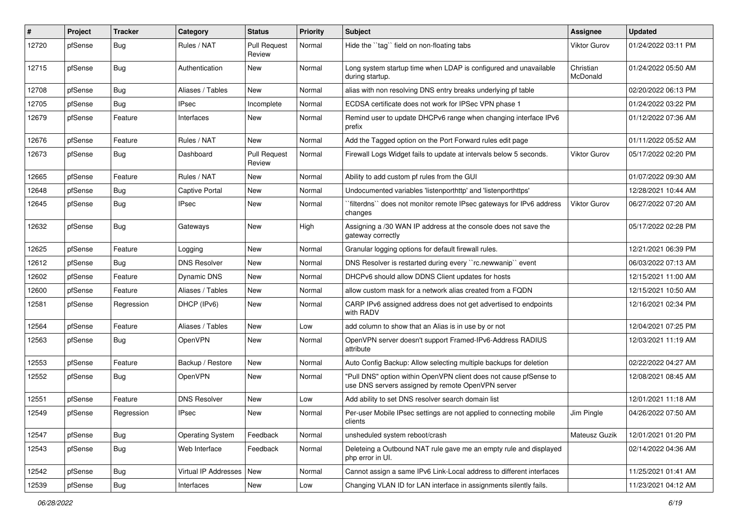| # | Project | Tracker | Category | Status | Priority | Subject | Assignee | Updated |
|---|---|---|---|---|---|---|---|---|
| 12720 | pfSense | Bug | Rules / NAT | Pull Request Review | Normal | Hide the ``tag`` field on non-floating tabs | Viktor Gurov | 01/24/2022 03:11 PM |
| 12715 | pfSense | Bug | Authentication | New | Normal | Long system startup time when LDAP is configured and unavailable during startup. | Christian McDonald | 01/24/2022 05:50 AM |
| 12708 | pfSense | Bug | Aliases / Tables | New | Normal | alias with non resolving DNS entry breaks underlying pf table | | 02/20/2022 06:13 PM |
| 12705 | pfSense | Bug | IPsec | Incomplete | Normal | ECDSA certificate does not work for IPSec VPN phase 1 | | 01/24/2022 03:22 PM |
| 12679 | pfSense | Feature | Interfaces | New | Normal | Remind user to update DHCPv6 range when changing interface IPv6 prefix | | 01/12/2022 07:36 AM |
| 12676 | pfSense | Feature | Rules / NAT | New | Normal | Add the Tagged option on the Port Forward rules edit page | | 01/11/2022 05:52 AM |
| 12673 | pfSense | Bug | Dashboard | Pull Request Review | Normal | Firewall Logs Widget fails to update at intervals below 5 seconds. | Viktor Gurov | 05/17/2022 02:20 PM |
| 12665 | pfSense | Feature | Rules / NAT | New | Normal | Ability to add custom pf rules from the GUI | | 01/07/2022 09:30 AM |
| 12648 | pfSense | Bug | Captive Portal | New | Normal | Undocumented variables 'listenporthttp' and 'listenporthttps' | | 12/28/2021 10:44 AM |
| 12645 | pfSense | Bug | IPsec | New | Normal | ``filterdns`` does not monitor remote IPsec gateways for IPv6 address changes | Viktor Gurov | 06/27/2022 07:20 AM |
| 12632 | pfSense | Bug | Gateways | New | High | Assigning a /30 WAN IP address at the console does not save the gateway correctly | | 05/17/2022 02:28 PM |
| 12625 | pfSense | Feature | Logging | New | Normal | Granular logging options for default firewall rules. | | 12/21/2021 06:39 PM |
| 12612 | pfSense | Bug | DNS Resolver | New | Normal | DNS Resolver is restarted during every ``rc.newwanip`` event | | 06/03/2022 07:13 AM |
| 12602 | pfSense | Feature | Dynamic DNS | New | Normal | DHCPv6 should allow DDNS Client updates for hosts | | 12/15/2021 11:00 AM |
| 12600 | pfSense | Feature | Aliases / Tables | New | Normal | allow custom mask for a network alias created from a FQDN | | 12/15/2021 10:50 AM |
| 12581 | pfSense | Regression | DHCP (IPv6) | New | Normal | CARP IPv6 assigned address does not get advertised to endpoints with RADV | | 12/16/2021 02:34 PM |
| 12564 | pfSense | Feature | Aliases / Tables | New | Low | add column to show that an Alias is in use by or not | | 12/04/2021 07:25 PM |
| 12563 | pfSense | Bug | OpenVPN | New | Normal | OpenVPN server doesn't support Framed-IPv6-Address RADIUS attribute | | 12/03/2021 11:19 AM |
| 12553 | pfSense | Feature | Backup / Restore | New | Normal | Auto Config Backup: Allow selecting multiple backups for deletion | | 02/22/2022 04:27 AM |
| 12552 | pfSense | Bug | OpenVPN | New | Normal | "Pull DNS" option within OpenVPN client does not cause pfSense to use DNS servers assigned by remote OpenVPN server | | 12/08/2021 08:45 AM |
| 12551 | pfSense | Feature | DNS Resolver | New | Low | Add ability to set DNS resolver search domain list | | 12/01/2021 11:18 AM |
| 12549 | pfSense | Regression | IPsec | New | Normal | Per-user Mobile IPsec settings are not applied to connecting mobile clients | Jim Pingle | 04/26/2022 07:50 AM |
| 12547 | pfSense | Bug | Operating System | Feedback | Normal | unsheduled system reboot/crash | Mateusz Guzik | 12/01/2021 01:20 PM |
| 12543 | pfSense | Bug | Web Interface | Feedback | Normal | Deleteing a Outbound NAT rule gave me an empty rule and displayed php error in UI. | | 02/14/2022 04:36 AM |
| 12542 | pfSense | Bug | Virtual IP Addresses | New | Normal | Cannot assign a same IPv6 Link-Local address to different interfaces | | 11/25/2021 01:41 AM |
| 12539 | pfSense | Bug | Interfaces | New | Low | Changing VLAN ID for LAN interface in assignments silently fails. | | 11/23/2021 04:12 AM |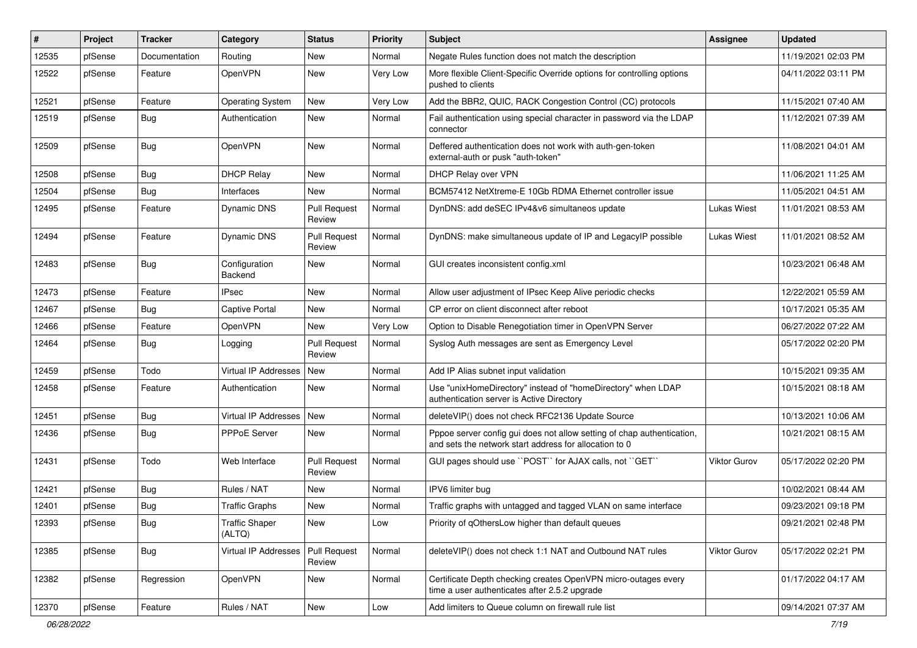| # | Project | Tracker | Category | Status | Priority | Subject | Assignee | Updated |
|---|---|---|---|---|---|---|---|---|
| 12535 | pfSense | Documentation | Routing | New | Normal | Negate Rules function does not match the description | | 11/19/2021 02:03 PM |
| 12522 | pfSense | Feature | OpenVPN | New | Very Low | More flexible Client-Specific Override options for controlling options pushed to clients | | 04/11/2022 03:11 PM |
| 12521 | pfSense | Feature | Operating System | New | Very Low | Add the BBR2, QUIC, RACK Congestion Control (CC) protocols | | 11/15/2021 07:40 AM |
| 12519 | pfSense | Bug | Authentication | New | Normal | Fail authentication using special character in password via the LDAP connector | | 11/12/2021 07:39 AM |
| 12509 | pfSense | Bug | OpenVPN | New | Normal | Deffered authentication does not work with auth-gen-token external-auth or pusk "auth-token" | | 11/08/2021 04:01 AM |
| 12508 | pfSense | Bug | DHCP Relay | New | Normal | DHCP Relay over VPN | | 11/06/2021 11:25 AM |
| 12504 | pfSense | Bug | Interfaces | New | Normal | BCM57412 NetXtreme-E 10Gb RDMA Ethernet controller issue | | 11/05/2021 04:51 AM |
| 12495 | pfSense | Feature | Dynamic DNS | Pull Request Review | Normal | DynDNS: add deSEC IPv4&v6 simultaneos update | Lukas Wiest | 11/01/2021 08:53 AM |
| 12494 | pfSense | Feature | Dynamic DNS | Pull Request Review | Normal | DynDNS: make simultaneous update of IP and LegacyIP possible | Lukas Wiest | 11/01/2021 08:52 AM |
| 12483 | pfSense | Bug | Configuration Backend | New | Normal | GUI creates inconsistent config.xml | | 10/23/2021 06:48 AM |
| 12473 | pfSense | Feature | IPsec | New | Normal | Allow user adjustment of IPsec Keep Alive periodic checks | | 12/22/2021 05:59 AM |
| 12467 | pfSense | Bug | Captive Portal | New | Normal | CP error on client disconnect after reboot | | 10/17/2021 05:35 AM |
| 12466 | pfSense | Feature | OpenVPN | New | Very Low | Option to Disable Renegotiation timer in OpenVPN Server | | 06/27/2022 07:22 AM |
| 12464 | pfSense | Bug | Logging | Pull Request Review | Normal | Syslog Auth messages are sent as Emergency Level | | 05/17/2022 02:20 PM |
| 12459 | pfSense | Todo | Virtual IP Addresses | New | Normal | Add IP Alias subnet input validation | | 10/15/2021 09:35 AM |
| 12458 | pfSense | Feature | Authentication | New | Normal | Use "unixHomeDirectory" instead of "homeDirectory" when LDAP authentication server is Active Directory | | 10/15/2021 08:18 AM |
| 12451 | pfSense | Bug | Virtual IP Addresses | New | Normal | deleteVIP() does not check RFC2136 Update Source | | 10/13/2021 10:06 AM |
| 12436 | pfSense | Bug | PPPoE Server | New | Normal | Pppoe server config gui does not allow setting of chap authentication, and sets the network start address for allocation to 0 | | 10/21/2021 08:15 AM |
| 12431 | pfSense | Todo | Web Interface | Pull Request Review | Normal | GUI pages should use ``POST`` for AJAX calls, not ``GET`` | Viktor Gurov | 05/17/2022 02:20 PM |
| 12421 | pfSense | Bug | Rules / NAT | New | Normal | IPV6 limiter bug | | 10/02/2021 08:44 AM |
| 12401 | pfSense | Bug | Traffic Graphs | New | Normal | Traffic graphs with untagged and tagged VLAN on same interface | | 09/23/2021 09:18 PM |
| 12393 | pfSense | Bug | Traffic Shaper (ALTQ) | New | Low | Priority of qOthersLow higher than default queues | | 09/21/2021 02:48 PM |
| 12385 | pfSense | Bug | Virtual IP Addresses | Pull Request Review | Normal | deleteVIP() does not check 1:1 NAT and Outbound NAT rules | Viktor Gurov | 05/17/2022 02:21 PM |
| 12382 | pfSense | Regression | OpenVPN | New | Normal | Certificate Depth checking creates OpenVPN micro-outages every time a user authenticates after 2.5.2 upgrade | | 01/17/2022 04:17 AM |
| 12370 | pfSense | Feature | Rules / NAT | New | Low | Add limiters to Queue column on firewall rule list | | 09/14/2021 07:37 AM |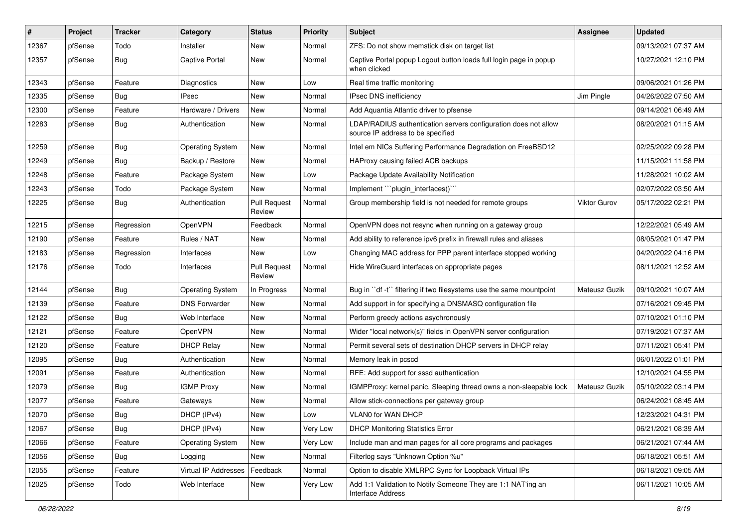| # | Project | Tracker | Category | Status | Priority | Subject | Assignee | Updated |
|---|---|---|---|---|---|---|---|---|
| 12367 | pfSense | Todo | Installer | New | Normal | ZFS: Do not show memstick disk on target list | | 09/13/2021 07:37 AM |
| 12357 | pfSense | Bug | Captive Portal | New | Normal | Captive Portal popup Logout button loads full login page in popup when clicked | | 10/27/2021 12:10 PM |
| 12343 | pfSense | Feature | Diagnostics | New | Low | Real time traffic monitoring | | 09/06/2021 01:26 PM |
| 12335 | pfSense | Bug | IPsec | New | Normal | IPsec DNS inefficiency | Jim Pingle | 04/26/2022 07:50 AM |
| 12300 | pfSense | Feature | Hardware / Drivers | New | Normal | Add Aquantia Atlantic driver to pfsense | | 09/14/2021 06:49 AM |
| 12283 | pfSense | Bug | Authentication | New | Normal | LDAP/RADIUS authentication servers configuration does not allow source IP address to be specified | | 08/20/2021 01:15 AM |
| 12259 | pfSense | Bug | Operating System | New | Normal | Intel em NICs Suffering Performance Degradation on FreeBSD12 | | 02/25/2022 09:28 PM |
| 12249 | pfSense | Bug | Backup / Restore | New | Normal | HAProxy causing failed ACB backups | | 11/15/2021 11:58 PM |
| 12248 | pfSense | Feature | Package System | New | Low | Package Update Availability Notification | | 11/28/2021 10:02 AM |
| 12243 | pfSense | Todo | Package System | New | Normal | Implement ```plugin_interfaces()``` | | 02/07/2022 03:50 AM |
| 12225 | pfSense | Bug | Authentication | Pull Request Review | Normal | Group membership field is not needed for remote groups | Viktor Gurov | 05/17/2022 02:21 PM |
| 12215 | pfSense | Regression | OpenVPN | Feedback | Normal | OpenVPN does not resync when running on a gateway group | | 12/22/2021 05:49 AM |
| 12190 | pfSense | Feature | Rules / NAT | New | Normal | Add ability to reference ipv6 prefix in firewall rules and aliases | | 08/05/2021 01:47 PM |
| 12183 | pfSense | Regression | Interfaces | New | Low | Changing MAC address for PPP parent interface stopped working | | 04/20/2022 04:16 PM |
| 12176 | pfSense | Todo | Interfaces | Pull Request Review | Normal | Hide WireGuard interfaces on appropriate pages | | 08/11/2021 12:52 AM |
| 12144 | pfSense | Bug | Operating System | In Progress | Normal | Bug in ``df -t`` filtering if two filesystems use the same mountpoint | Mateusz Guzik | 09/10/2021 10:07 AM |
| 12139 | pfSense | Feature | DNS Forwarder | New | Normal | Add support in for specifying a DNSMASQ configuration file | | 07/16/2021 09:45 PM |
| 12122 | pfSense | Bug | Web Interface | New | Normal | Perform greedy actions asychronously | | 07/10/2021 01:10 PM |
| 12121 | pfSense | Feature | OpenVPN | New | Normal | Wider "local network(s)" fields in OpenVPN server configuration | | 07/19/2021 07:37 AM |
| 12120 | pfSense | Feature | DHCP Relay | New | Normal | Permit several sets of destination DHCP servers in DHCP relay | | 07/11/2021 05:41 PM |
| 12095 | pfSense | Bug | Authentication | New | Normal | Memory leak in pcscd | | 06/01/2022 01:01 PM |
| 12091 | pfSense | Feature | Authentication | New | Normal | RFE: Add support for sssd authentication | | 12/10/2021 04:55 PM |
| 12079 | pfSense | Bug | IGMP Proxy | New | Normal | IGMPProxy: kernel panic, Sleeping thread owns a non-sleepable lock | Mateusz Guzik | 05/10/2022 03:14 PM |
| 12077 | pfSense | Feature | Gateways | New | Normal | Allow stick-connections per gateway group | | 06/24/2021 08:45 AM |
| 12070 | pfSense | Bug | DHCP (IPv4) | New | Low | VLAN0 for WAN DHCP | | 12/23/2021 04:31 PM |
| 12067 | pfSense | Bug | DHCP (IPv4) | New | Very Low | DHCP Monitoring Statistics Error | | 06/21/2021 08:39 AM |
| 12066 | pfSense | Feature | Operating System | New | Very Low | Include man and man pages for all core programs and packages | | 06/21/2021 07:44 AM |
| 12056 | pfSense | Bug | Logging | New | Normal | Filterlog says "Unknown Option %u" | | 06/18/2021 05:51 AM |
| 12055 | pfSense | Feature | Virtual IP Addresses | Feedback | Normal | Option to disable XMLRPC Sync for Loopback Virtual IPs | | 06/18/2021 09:05 AM |
| 12025 | pfSense | Todo | Web Interface | New | Very Low | Add 1:1 Validation to Notify Someone They are 1:1 NAT'ing an Interface Address | | 06/11/2021 10:05 AM |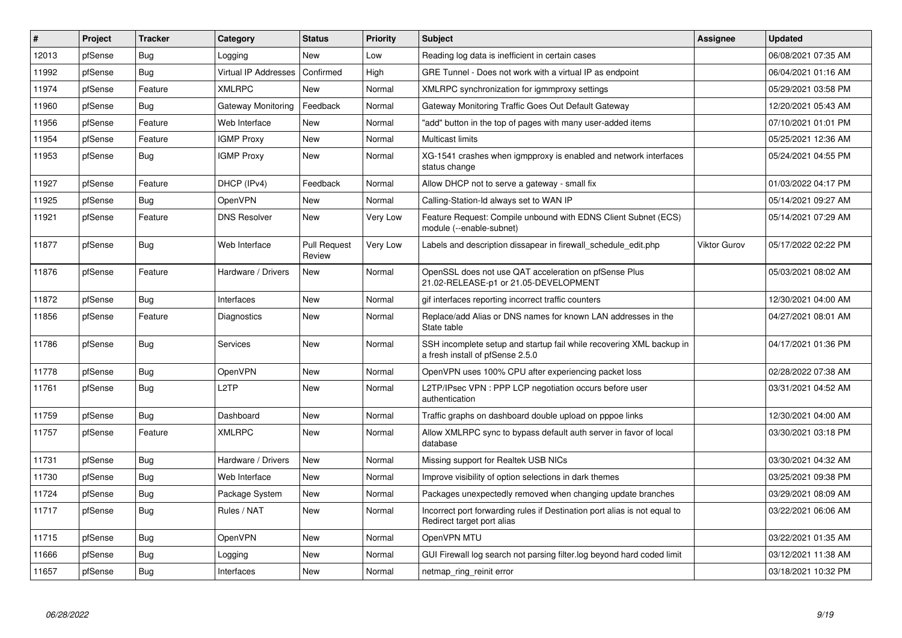| # | Project | Tracker | Category | Status | Priority | Subject | Assignee | Updated |
|---|---|---|---|---|---|---|---|---|
| 12013 | pfSense | Bug | Logging | New | Low | Reading log data is inefficient in certain cases | | 06/08/2021 07:35 AM |
| 11992 | pfSense | Bug | Virtual IP Addresses | Confirmed | High | GRE Tunnel - Does not work with a virtual IP as endpoint | | 06/04/2021 01:16 AM |
| 11974 | pfSense | Feature | XMLRPC | New | Normal | XMLRPC synchronization for igmmproxy settings | | 05/29/2021 03:58 PM |
| 11960 | pfSense | Bug | Gateway Monitoring | Feedback | Normal | Gateway Monitoring Traffic Goes Out Default Gateway | | 12/20/2021 05:43 AM |
| 11956 | pfSense | Feature | Web Interface | New | Normal | "add" button in the top of pages with many user-added items | | 07/10/2021 01:01 PM |
| 11954 | pfSense | Feature | IGMP Proxy | New | Normal | Multicast limits | | 05/25/2021 12:36 AM |
| 11953 | pfSense | Bug | IGMP Proxy | New | Normal | XG-1541 crashes when igmpproxy is enabled and network interfaces status change | | 05/24/2021 04:55 PM |
| 11927 | pfSense | Feature | DHCP (IPv4) | Feedback | Normal | Allow DHCP not to serve a gateway - small fix | | 01/03/2022 04:17 PM |
| 11925 | pfSense | Bug | OpenVPN | New | Normal | Calling-Station-Id always set to WAN IP | | 05/14/2021 09:27 AM |
| 11921 | pfSense | Feature | DNS Resolver | New | Very Low | Feature Request: Compile unbound with EDNS Client Subnet (ECS) module (--enable-subnet) | | 05/14/2021 07:29 AM |
| 11877 | pfSense | Bug | Web Interface | Pull Request Review | Very Low | Labels and description dissapear in firewall_schedule_edit.php | Viktor Gurov | 05/17/2022 02:22 PM |
| 11876 | pfSense | Feature | Hardware / Drivers | New | Normal | OpenSSL does not use QAT acceleration on pfSense Plus 21.02-RELEASE-p1 or 21.05-DEVELOPMENT | | 05/03/2021 08:02 AM |
| 11872 | pfSense | Bug | Interfaces | New | Normal | gif interfaces reporting incorrect traffic counters | | 12/30/2021 04:00 AM |
| 11856 | pfSense | Feature | Diagnostics | New | Normal | Replace/add Alias or DNS names for known LAN addresses in the State table | | 04/27/2021 08:01 AM |
| 11786 | pfSense | Bug | Services | New | Normal | SSH incomplete setup and startup fail while recovering XML backup in a fresh install of pfSense 2.5.0 | | 04/17/2021 01:36 PM |
| 11778 | pfSense | Bug | OpenVPN | New | Normal | OpenVPN uses 100% CPU after experiencing packet loss | | 02/28/2022 07:38 AM |
| 11761 | pfSense | Bug | L2TP | New | Normal | L2TP/IPsec VPN : PPP LCP negotiation occurs before user authentication | | 03/31/2021 04:52 AM |
| 11759 | pfSense | Bug | Dashboard | New | Normal | Traffic graphs on dashboard double upload on pppoe links | | 12/30/2021 04:00 AM |
| 11757 | pfSense | Feature | XMLRPC | New | Normal | Allow XMLRPC sync to bypass default auth server in favor of local database | | 03/30/2021 03:18 PM |
| 11731 | pfSense | Bug | Hardware / Drivers | New | Normal | Missing support for Realtek USB NICs | | 03/30/2021 04:32 AM |
| 11730 | pfSense | Bug | Web Interface | New | Normal | Improve visibility of option selections in dark themes | | 03/25/2021 09:38 PM |
| 11724 | pfSense | Bug | Package System | New | Normal | Packages unexpectedly removed when changing update branches | | 03/29/2021 08:09 AM |
| 11717 | pfSense | Bug | Rules / NAT | New | Normal | Incorrect port forwarding rules if Destination port alias is not equal to Redirect target port alias | | 03/22/2021 06:06 AM |
| 11715 | pfSense | Bug | OpenVPN | New | Normal | OpenVPN MTU | | 03/22/2021 01:35 AM |
| 11666 | pfSense | Bug | Logging | New | Normal | GUI Firewall log search not parsing filter.log beyond hard coded limit | | 03/12/2021 11:38 AM |
| 11657 | pfSense | Bug | Interfaces | New | Normal | netmap_ring_reinit error | | 03/18/2021 10:32 PM |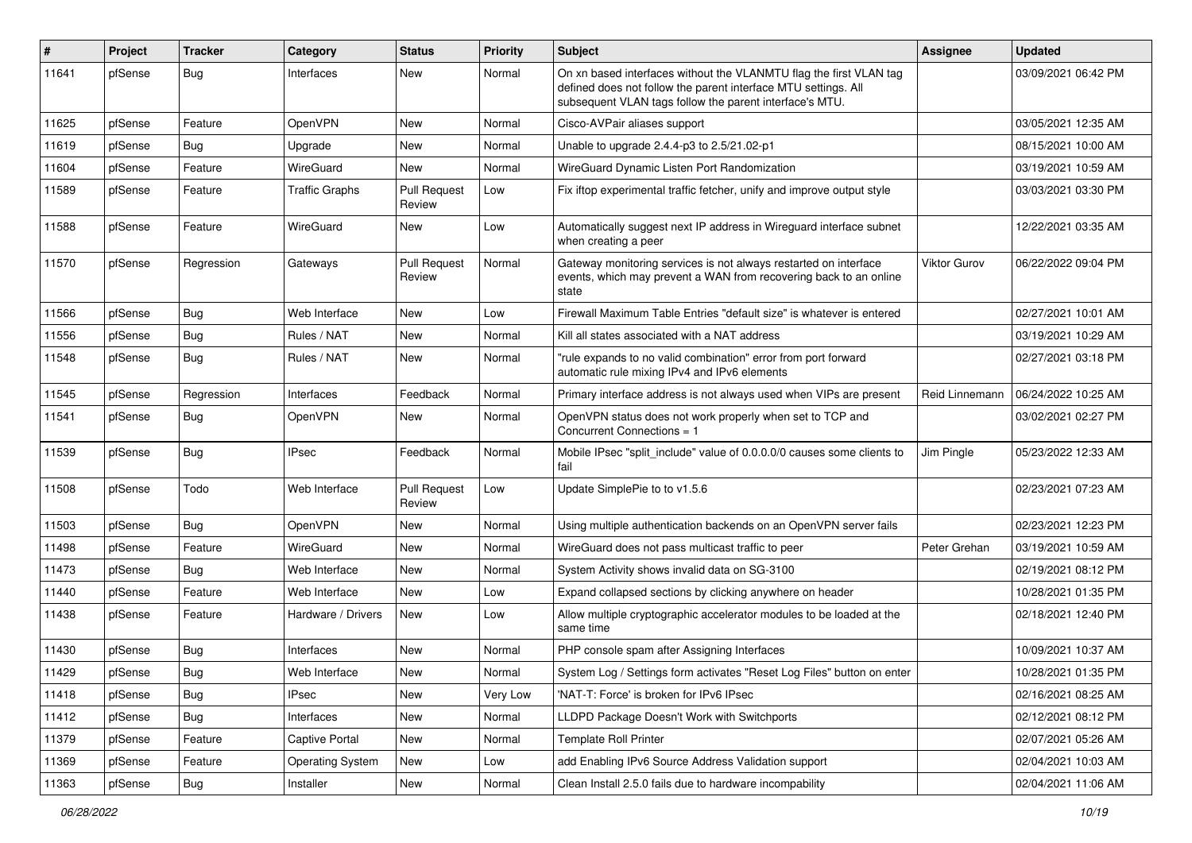| # | Project | Tracker | Category | Status | Priority | Subject | Assignee | Updated |
|---|---|---|---|---|---|---|---|---|
| 11641 | pfSense | Bug | Interfaces | New | Normal | On xn based interfaces without the VLANMTU flag the first VLAN tag defined does not follow the parent interface MTU settings. All subsequent VLAN tags follow the parent interface's MTU. | | 03/09/2021 06:42 PM |
| 11625 | pfSense | Feature | OpenVPN | New | Normal | Cisco-AVPair aliases support | | 03/05/2021 12:35 AM |
| 11619 | pfSense | Bug | Upgrade | New | Normal | Unable to upgrade 2.4.4-p3 to 2.5/21.02-p1 | | 08/15/2021 10:00 AM |
| 11604 | pfSense | Feature | WireGuard | New | Normal | WireGuard Dynamic Listen Port Randomization | | 03/19/2021 10:59 AM |
| 11589 | pfSense | Feature | Traffic Graphs | Pull Request Review | Low | Fix iftop experimental traffic fetcher, unify and improve output style | | 03/03/2021 03:30 PM |
| 11588 | pfSense | Feature | WireGuard | New | Low | Automatically suggest next IP address in Wireguard interface subnet when creating a peer | | 12/22/2021 03:35 AM |
| 11570 | pfSense | Regression | Gateways | Pull Request Review | Normal | Gateway monitoring services is not always restarted on interface events, which may prevent a WAN from recovering back to an online state | Viktor Gurov | 06/22/2022 09:04 PM |
| 11566 | pfSense | Bug | Web Interface | New | Low | Firewall Maximum Table Entries "default size" is whatever is entered | | 02/27/2021 10:01 AM |
| 11556 | pfSense | Bug | Rules / NAT | New | Normal | Kill all states associated with a NAT address | | 03/19/2021 10:29 AM |
| 11548 | pfSense | Bug | Rules / NAT | New | Normal | "rule expands to no valid combination" error from port forward automatic rule mixing IPv4 and IPv6 elements | | 02/27/2021 03:18 PM |
| 11545 | pfSense | Regression | Interfaces | Feedback | Normal | Primary interface address is not always used when VIPs are present | Reid Linnemann | 06/24/2022 10:25 AM |
| 11541 | pfSense | Bug | OpenVPN | New | Normal | OpenVPN status does not work properly when set to TCP and Concurrent Connections = 1 | | 03/02/2021 02:27 PM |
| 11539 | pfSense | Bug | IPsec | Feedback | Normal | Mobile IPsec "split_include" value of 0.0.0.0/0 causes some clients to fail | Jim Pingle | 05/23/2022 12:33 AM |
| 11508 | pfSense | Todo | Web Interface | Pull Request Review | Low | Update SimplePie to to v1.5.6 | | 02/23/2021 07:23 AM |
| 11503 | pfSense | Bug | OpenVPN | New | Normal | Using multiple authentication backends on an OpenVPN server fails | | 02/23/2021 12:23 PM |
| 11498 | pfSense | Feature | WireGuard | New | Normal | WireGuard does not pass multicast traffic to peer | Peter Grehan | 03/19/2021 10:59 AM |
| 11473 | pfSense | Bug | Web Interface | New | Normal | System Activity shows invalid data on SG-3100 | | 02/19/2021 08:12 PM |
| 11440 | pfSense | Feature | Web Interface | New | Low | Expand collapsed sections by clicking anywhere on header | | 10/28/2021 01:35 PM |
| 11438 | pfSense | Feature | Hardware / Drivers | New | Low | Allow multiple cryptographic accelerator modules to be loaded at the same time | | 02/18/2021 12:40 PM |
| 11430 | pfSense | Bug | Interfaces | New | Normal | PHP console spam after Assigning Interfaces | | 10/09/2021 10:37 AM |
| 11429 | pfSense | Bug | Web Interface | New | Normal | System Log / Settings form activates "Reset Log Files" button on enter | | 10/28/2021 01:35 PM |
| 11418 | pfSense | Bug | IPsec | New | Very Low | 'NAT-T: Force' is broken for IPv6 IPsec | | 02/16/2021 08:25 AM |
| 11412 | pfSense | Bug | Interfaces | New | Normal | LLDPD Package Doesn't Work with Switchports | | 02/12/2021 08:12 PM |
| 11379 | pfSense | Feature | Captive Portal | New | Normal | Template Roll Printer | | 02/07/2021 05:26 AM |
| 11369 | pfSense | Feature | Operating System | New | Low | add Enabling IPv6 Source Address Validation support | | 02/04/2021 10:03 AM |
| 11363 | pfSense | Bug | Installer | New | Normal | Clean Install 2.5.0 fails due to hardware incompability | | 02/04/2021 11:06 AM |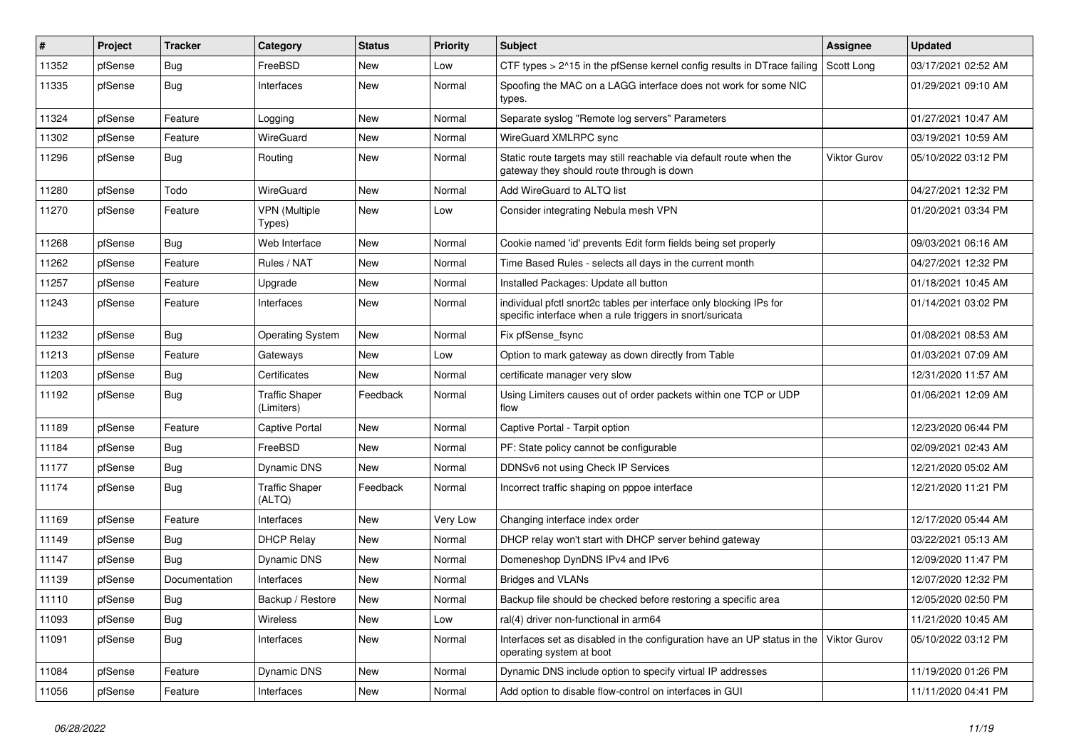| # | Project | Tracker | Category | Status | Priority | Subject | Assignee | Updated |
|---|---|---|---|---|---|---|---|---|
| 11352 | pfSense | Bug | FreeBSD | New | Low | CTF types > 2^15 in the pfSense kernel config results in DTrace failing | Scott Long | 03/17/2021 02:52 AM |
| 11335 | pfSense | Bug | Interfaces | New | Normal | Spoofing the MAC on a LAGG interface does not work for some NIC types. | | 01/29/2021 09:10 AM |
| 11324 | pfSense | Feature | Logging | New | Normal | Separate syslog "Remote log servers" Parameters | | 01/27/2021 10:47 AM |
| 11302 | pfSense | Feature | WireGuard | New | Normal | WireGuard XMLRPC sync | | 03/19/2021 10:59 AM |
| 11296 | pfSense | Bug | Routing | New | Normal | Static route targets may still reachable via default route when the gateway they should route through is down | Viktor Gurov | 05/10/2022 03:12 PM |
| 11280 | pfSense | Todo | WireGuard | New | Normal | Add WireGuard to ALTQ list | | 04/27/2021 12:32 PM |
| 11270 | pfSense | Feature | VPN (Multiple Types) | New | Low | Consider integrating Nebula mesh VPN | | 01/20/2021 03:34 PM |
| 11268 | pfSense | Bug | Web Interface | New | Normal | Cookie named 'id' prevents Edit form fields being set properly | | 09/03/2021 06:16 AM |
| 11262 | pfSense | Feature | Rules / NAT | New | Normal | Time Based Rules - selects all days in the current month | | 04/27/2021 12:32 PM |
| 11257 | pfSense | Feature | Upgrade | New | Normal | Installed Packages: Update all button | | 01/18/2021 10:45 AM |
| 11243 | pfSense | Feature | Interfaces | New | Normal | individual pfctl snort2c tables per interface only blocking IPs for specific interface when a rule triggers in snort/suricata | | 01/14/2021 03:02 PM |
| 11232 | pfSense | Bug | Operating System | New | Normal | Fix pfSense_fsync | | 01/08/2021 08:53 AM |
| 11213 | pfSense | Feature | Gateways | New | Low | Option to mark gateway as down directly from Table | | 01/03/2021 07:09 AM |
| 11203 | pfSense | Bug | Certificates | New | Normal | certificate manager very slow | | 12/31/2020 11:57 AM |
| 11192 | pfSense | Bug | Traffic Shaper (Limiters) | Feedback | Normal | Using Limiters causes out of order packets within one TCP or UDP flow | | 01/06/2021 12:09 AM |
| 11189 | pfSense | Feature | Captive Portal | New | Normal | Captive Portal - Tarpit option | | 12/23/2020 06:44 PM |
| 11184 | pfSense | Bug | FreeBSD | New | Normal | PF: State policy cannot be configurable | | 02/09/2021 02:43 AM |
| 11177 | pfSense | Bug | Dynamic DNS | New | Normal | DDNSv6 not using Check IP Services | | 12/21/2020 05:02 AM |
| 11174 | pfSense | Bug | Traffic Shaper (ALTQ) | Feedback | Normal | Incorrect traffic shaping on pppoe interface | | 12/21/2020 11:21 PM |
| 11169 | pfSense | Feature | Interfaces | New | Very Low | Changing interface index order | | 12/17/2020 05:44 AM |
| 11149 | pfSense | Bug | DHCP Relay | New | Normal | DHCP relay won't start with DHCP server behind gateway | | 03/22/2021 05:13 AM |
| 11147 | pfSense | Bug | Dynamic DNS | New | Normal | Domeneshop DynDNS IPv4 and IPv6 | | 12/09/2020 11:47 PM |
| 11139 | pfSense | Documentation | Interfaces | New | Normal | Bridges and VLANs | | 12/07/2020 12:32 PM |
| 11110 | pfSense | Bug | Backup / Restore | New | Normal | Backup file should be checked before restoring a specific area | | 12/05/2020 02:50 PM |
| 11093 | pfSense | Bug | Wireless | New | Low | ral(4) driver non-functional in arm64 | | 11/21/2020 10:45 AM |
| 11091 | pfSense | Bug | Interfaces | New | Normal | Interfaces set as disabled in the configuration have an UP status in the operating system at boot | Viktor Gurov | 05/10/2022 03:12 PM |
| 11084 | pfSense | Feature | Dynamic DNS | New | Normal | Dynamic DNS include option to specify virtual IP addresses | | 11/19/2020 01:26 PM |
| 11056 | pfSense | Feature | Interfaces | New | Normal | Add option to disable flow-control on interfaces in GUI | | 11/11/2020 04:41 PM |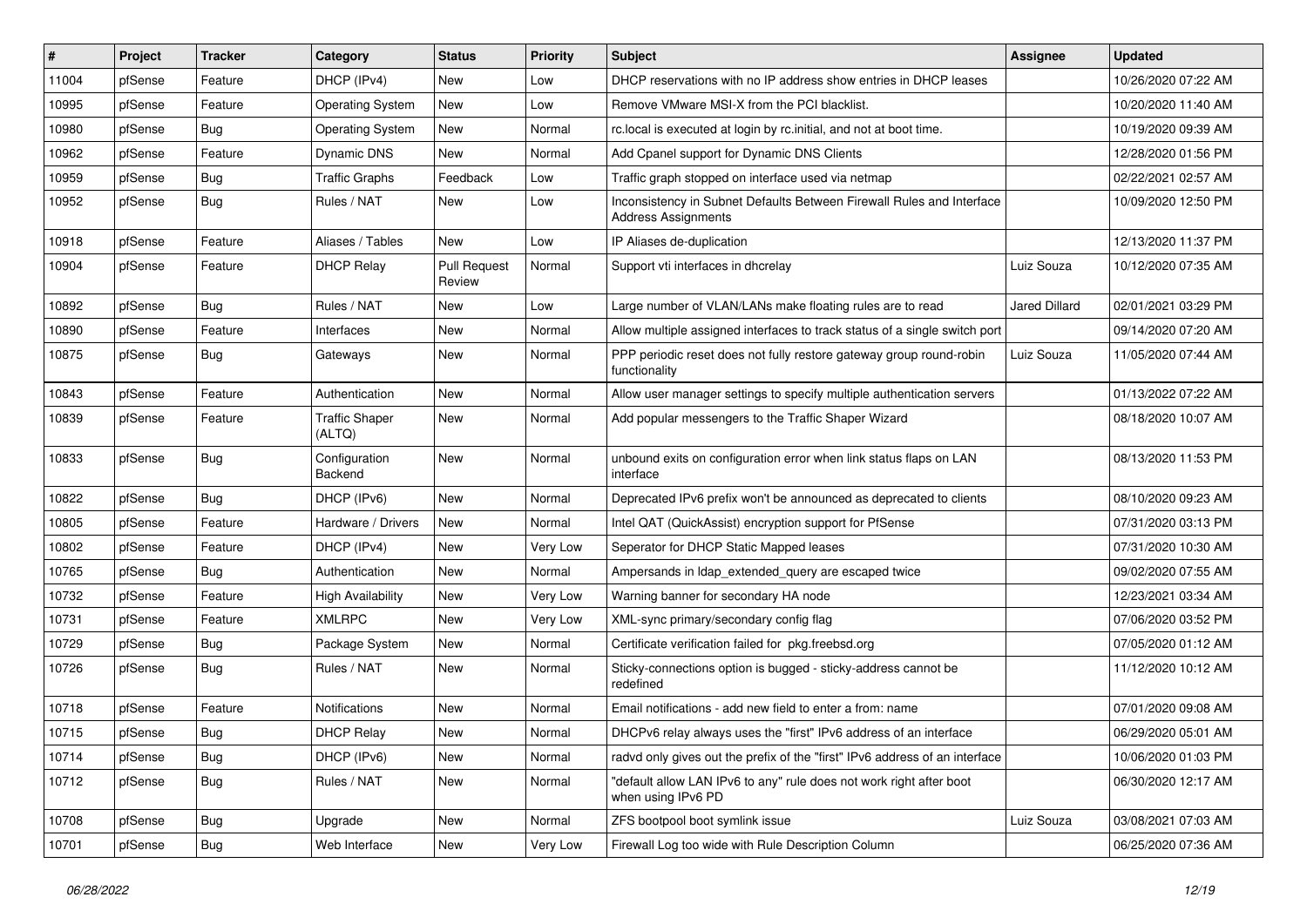| # | Project | Tracker | Category | Status | Priority | Subject | Assignee | Updated |
|---|---|---|---|---|---|---|---|---|
| 11004 | pfSense | Feature | DHCP (IPv4) | New | Low | DHCP reservations with no IP address show entries in DHCP leases | | 10/26/2020 07:22 AM |
| 10995 | pfSense | Feature | Operating System | New | Low | Remove VMware MSI-X from the PCI blacklist. | | 10/20/2020 11:40 AM |
| 10980 | pfSense | Bug | Operating System | New | Normal | rc.local is executed at login by rc.initial, and not at boot time. | | 10/19/2020 09:39 AM |
| 10962 | pfSense | Feature | Dynamic DNS | New | Normal | Add Cpanel support for Dynamic DNS Clients | | 12/28/2020 01:56 PM |
| 10959 | pfSense | Bug | Traffic Graphs | Feedback | Low | Traffic graph stopped on interface used via netmap | | 02/22/2021 02:57 AM |
| 10952 | pfSense | Bug | Rules / NAT | New | Low | Inconsistency in Subnet Defaults Between Firewall Rules and Interface Address Assignments | | 10/09/2020 12:50 PM |
| 10918 | pfSense | Feature | Aliases / Tables | New | Low | IP Aliases de-duplication | | 12/13/2020 11:37 PM |
| 10904 | pfSense | Feature | DHCP Relay | Pull Request Review | Normal | Support vti interfaces in dhcrelay | Luiz Souza | 10/12/2020 07:35 AM |
| 10892 | pfSense | Bug | Rules / NAT | New | Low | Large number of VLAN/LANs make floating rules are to read | Jared Dillard | 02/01/2021 03:29 PM |
| 10890 | pfSense | Feature | Interfaces | New | Normal | Allow multiple assigned interfaces to track status of a single switch port | | 09/14/2020 07:20 AM |
| 10875 | pfSense | Bug | Gateways | New | Normal | PPP periodic reset does not fully restore gateway group round-robin functionality | Luiz Souza | 11/05/2020 07:44 AM |
| 10843 | pfSense | Feature | Authentication | New | Normal | Allow user manager settings to specify multiple authentication servers | | 01/13/2022 07:22 AM |
| 10839 | pfSense | Feature | Traffic Shaper (ALTQ) | New | Normal | Add popular messengers to the Traffic Shaper Wizard | | 08/18/2020 10:07 AM |
| 10833 | pfSense | Bug | Configuration Backend | New | Normal | unbound exits on configuration error when link status flaps on LAN interface | | 08/13/2020 11:53 PM |
| 10822 | pfSense | Bug | DHCP (IPv6) | New | Normal | Deprecated IPv6 prefix won't be announced as deprecated to clients | | 08/10/2020 09:23 AM |
| 10805 | pfSense | Feature | Hardware / Drivers | New | Normal | Intel QAT (QuickAssist) encryption support for PfSense | | 07/31/2020 03:13 PM |
| 10802 | pfSense | Feature | DHCP (IPv4) | New | Very Low | Seperator for DHCP Static Mapped leases | | 07/31/2020 10:30 AM |
| 10765 | pfSense | Bug | Authentication | New | Normal | Ampersands in ldap_extended_query are escaped twice | | 09/02/2020 07:55 AM |
| 10732 | pfSense | Feature | High Availability | New | Very Low | Warning banner for secondary HA node | | 12/23/2021 03:34 AM |
| 10731 | pfSense | Feature | XMLRPC | New | Very Low | XML-sync primary/secondary config flag | | 07/06/2020 03:52 PM |
| 10729 | pfSense | Bug | Package System | New | Normal | Certificate verification failed for pkg.freebsd.org | | 07/05/2020 01:12 AM |
| 10726 | pfSense | Bug | Rules / NAT | New | Normal | Sticky-connections option is bugged - sticky-address cannot be redefined | | 11/12/2020 10:12 AM |
| 10718 | pfSense | Feature | Notifications | New | Normal | Email notifications - add new field to enter a from: name | | 07/01/2020 09:08 AM |
| 10715 | pfSense | Bug | DHCP Relay | New | Normal | DHCPv6 relay always uses the "first" IPv6 address of an interface | | 06/29/2020 05:01 AM |
| 10714 | pfSense | Bug | DHCP (IPv6) | New | Normal | radvd only gives out the prefix of the "first" IPv6 address of an interface | | 10/06/2020 01:03 PM |
| 10712 | pfSense | Bug | Rules / NAT | New | Normal | "default allow LAN IPv6 to any" rule does not work right after boot when using IPv6 PD | | 06/30/2020 12:17 AM |
| 10708 | pfSense | Bug | Upgrade | New | Normal | ZFS bootpool boot symlink issue | Luiz Souza | 03/08/2021 07:03 AM |
| 10701 | pfSense | Bug | Web Interface | New | Very Low | Firewall Log too wide with Rule Description Column | | 06/25/2020 07:36 AM |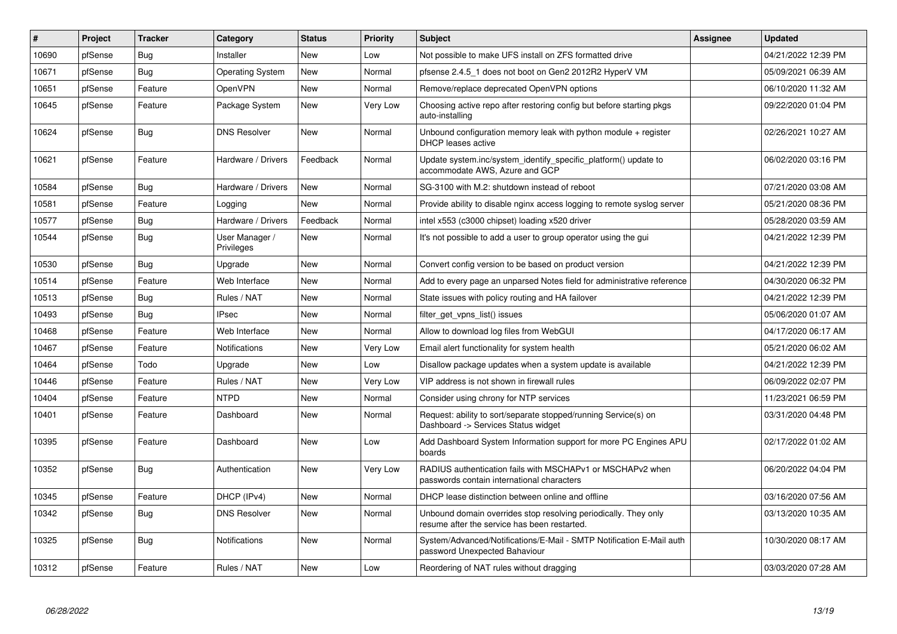| # | Project | Tracker | Category | Status | Priority | Subject | Assignee | Updated |
|---|---|---|---|---|---|---|---|---|
| 10690 | pfSense | Bug | Installer | New | Low | Not possible to make UFS install on ZFS formatted drive | | 04/21/2022 12:39 PM |
| 10671 | pfSense | Bug | Operating System | New | Normal | pfsense 2.4.5_1 does not boot on Gen2 2012R2 HyperV VM | | 05/09/2021 06:39 AM |
| 10651 | pfSense | Feature | OpenVPN | New | Normal | Remove/replace deprecated OpenVPN options | | 06/10/2020 11:32 AM |
| 10645 | pfSense | Feature | Package System | New | Very Low | Choosing active repo after restoring config but before starting pkgs auto-installing | | 09/22/2020 01:04 PM |
| 10624 | pfSense | Bug | DNS Resolver | New | Normal | Unbound configuration memory leak with python module + register DHCP leases active | | 02/26/2021 10:27 AM |
| 10621 | pfSense | Feature | Hardware / Drivers | Feedback | Normal | Update system.inc/system_identify_specific_platform() update to accommodate AWS, Azure and GCP | | 06/02/2020 03:16 PM |
| 10584 | pfSense | Bug | Hardware / Drivers | New | Normal | SG-3100 with M.2: shutdown instead of reboot | | 07/21/2020 03:08 AM |
| 10581 | pfSense | Feature | Logging | New | Normal | Provide ability to disable nginx access logging to remote syslog server | | 05/21/2020 08:36 PM |
| 10577 | pfSense | Bug | Hardware / Drivers | Feedback | Normal | intel x553 (c3000 chipset) loading x520 driver | | 05/28/2020 03:59 AM |
| 10544 | pfSense | Bug | User Manager / Privileges | New | Normal | It's not possible to add a user to group operator using the gui | | 04/21/2022 12:39 PM |
| 10530 | pfSense | Bug | Upgrade | New | Normal | Convert config version to be based on product version | | 04/21/2022 12:39 PM |
| 10514 | pfSense | Feature | Web Interface | New | Normal | Add to every page an unparsed Notes field for administrative reference | | 04/30/2020 06:32 PM |
| 10513 | pfSense | Bug | Rules / NAT | New | Normal | State issues with policy routing and HA failover | | 04/21/2022 12:39 PM |
| 10493 | pfSense | Bug | IPsec | New | Normal | filter_get_vpns_list() issues | | 05/06/2020 01:07 AM |
| 10468 | pfSense | Feature | Web Interface | New | Normal | Allow to download log files from WebGUI | | 04/17/2020 06:17 AM |
| 10467 | pfSense | Feature | Notifications | New | Very Low | Email alert functionality for system health | | 05/21/2020 06:02 AM |
| 10464 | pfSense | Todo | Upgrade | New | Low | Disallow package updates when a system update is available | | 04/21/2022 12:39 PM |
| 10446 | pfSense | Feature | Rules / NAT | New | Very Low | VIP address is not shown in firewall rules | | 06/09/2022 02:07 PM |
| 10404 | pfSense | Feature | NTPD | New | Normal | Consider using chrony for NTP services | | 11/23/2021 06:59 PM |
| 10401 | pfSense | Feature | Dashboard | New | Normal | Request: ability to sort/separate stopped/running Service(s) on Dashboard -> Services Status widget | | 03/31/2020 04:48 PM |
| 10395 | pfSense | Feature | Dashboard | New | Low | Add Dashboard System Information support for more PC Engines APU boards | | 02/17/2022 01:02 AM |
| 10352 | pfSense | Bug | Authentication | New | Very Low | RADIUS authentication fails with MSCHAPv1 or MSCHAPv2 when passwords contain international characters | | 06/20/2022 04:04 PM |
| 10345 | pfSense | Feature | DHCP (IPv4) | New | Normal | DHCP lease distinction between online and offline | | 03/16/2020 07:56 AM |
| 10342 | pfSense | Bug | DNS Resolver | New | Normal | Unbound domain overrides stop resolving periodically. They only resume after the service has been restarted. | | 03/13/2020 10:35 AM |
| 10325 | pfSense | Bug | Notifications | New | Normal | System/Advanced/Notifications/E-Mail - SMTP Notification E-Mail auth password Unexpected Bahaviour | | 10/30/2020 08:17 AM |
| 10312 | pfSense | Feature | Rules / NAT | New | Low | Reordering of NAT rules without dragging | | 03/03/2020 07:28 AM |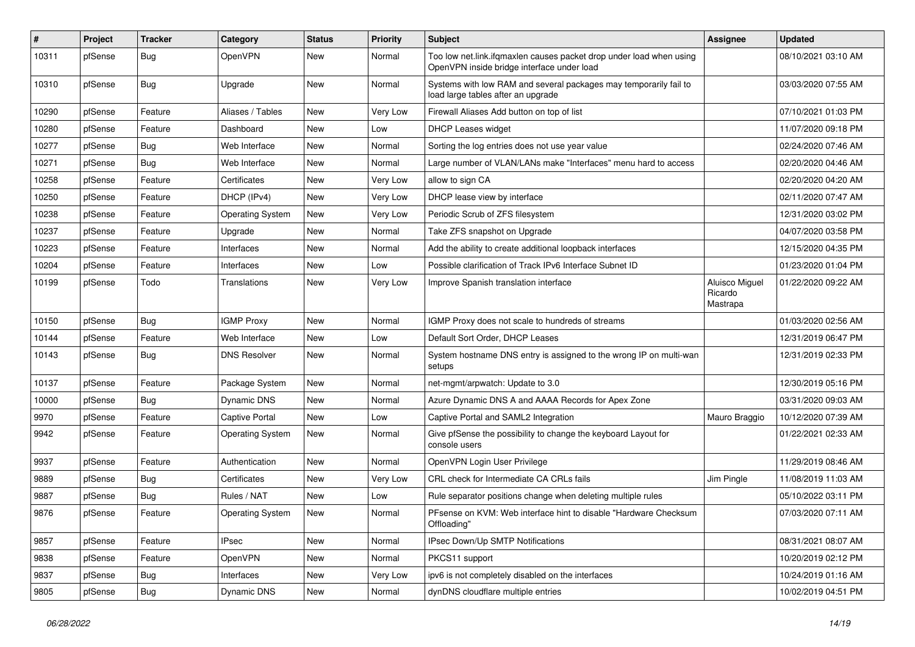| # | Project | Tracker | Category | Status | Priority | Subject | Assignee | Updated |
|---|---|---|---|---|---|---|---|---|
| 10311 | pfSense | Bug | OpenVPN | New | Normal | Too low net.link.ifqmaxlen causes packet drop under load when using OpenVPN inside bridge interface under load | | 08/10/2021 03:10 AM |
| 10310 | pfSense | Bug | Upgrade | New | Normal | Systems with low RAM and several packages may temporarily fail to load large tables after an upgrade | | 03/03/2020 07:55 AM |
| 10290 | pfSense | Feature | Aliases / Tables | New | Very Low | Firewall Aliases Add button on top of list | | 07/10/2021 01:03 PM |
| 10280 | pfSense | Feature | Dashboard | New | Low | DHCP Leases widget | | 11/07/2020 09:18 PM |
| 10277 | pfSense | Bug | Web Interface | New | Normal | Sorting the log entries does not use year value | | 02/24/2020 07:46 AM |
| 10271 | pfSense | Bug | Web Interface | New | Normal | Large number of VLAN/LANs make "Interfaces" menu hard to access | | 02/20/2020 04:46 AM |
| 10258 | pfSense | Feature | Certificates | New | Very Low | allow to sign CA | | 02/20/2020 04:20 AM |
| 10250 | pfSense | Feature | DHCP (IPv4) | New | Very Low | DHCP lease view by interface | | 02/11/2020 07:47 AM |
| 10238 | pfSense | Feature | Operating System | New | Very Low | Periodic Scrub of ZFS filesystem | | 12/31/2020 03:02 PM |
| 10237 | pfSense | Feature | Upgrade | New | Normal | Take ZFS snapshot on Upgrade | | 04/07/2020 03:58 PM |
| 10223 | pfSense | Feature | Interfaces | New | Normal | Add the ability to create additional loopback interfaces | | 12/15/2020 04:35 PM |
| 10204 | pfSense | Feature | Interfaces | New | Low | Possible clarification of Track IPv6 Interface Subnet ID | | 01/23/2020 01:04 PM |
| 10199 | pfSense | Todo | Translations | New | Very Low | Improve Spanish translation interface | Aluisco Miguel Ricardo Mastrapa | 01/22/2020 09:22 AM |
| 10150 | pfSense | Bug | IGMP Proxy | New | Normal | IGMP Proxy does not scale to hundreds of streams | | 01/03/2020 02:56 AM |
| 10144 | pfSense | Feature | Web Interface | New | Low | Default Sort Order, DHCP Leases | | 12/31/2019 06:47 PM |
| 10143 | pfSense | Bug | DNS Resolver | New | Normal | System hostname DNS entry is assigned to the wrong IP on multi-wan setups | | 12/31/2019 02:33 PM |
| 10137 | pfSense | Feature | Package System | New | Normal | net-mgmt/arpwatch: Update to 3.0 | | 12/30/2019 05:16 PM |
| 10000 | pfSense | Bug | Dynamic DNS | New | Normal | Azure Dynamic DNS A and AAAA Records for Apex Zone | | 03/31/2020 09:03 AM |
| 9970 | pfSense | Feature | Captive Portal | New | Low | Captive Portal and SAML2 Integration | Mauro Braggio | 10/12/2020 07:39 AM |
| 9942 | pfSense | Feature | Operating System | New | Normal | Give pfSense the possibility to change the keyboard Layout for console users | | 01/22/2021 02:33 AM |
| 9937 | pfSense | Feature | Authentication | New | Normal | OpenVPN Login User Privilege | | 11/29/2019 08:46 AM |
| 9889 | pfSense | Bug | Certificates | New | Very Low | CRL check for Intermediate CA CRLs fails | Jim Pingle | 11/08/2019 11:03 AM |
| 9887 | pfSense | Bug | Rules / NAT | New | Low | Rule separator positions change when deleting multiple rules | | 05/10/2022 03:11 PM |
| 9876 | pfSense | Feature | Operating System | New | Normal | PFsense on KVM: Web interface hint to disable "Hardware Checksum Offloading" | | 07/03/2020 07:11 AM |
| 9857 | pfSense | Feature | IPsec | New | Normal | IPsec Down/Up SMTP Notifications | | 08/31/2021 08:07 AM |
| 9838 | pfSense | Feature | OpenVPN | New | Normal | PKCS11 support | | 10/20/2019 02:12 PM |
| 9837 | pfSense | Bug | Interfaces | New | Very Low | ipv6 is not completely disabled on the interfaces | | 10/24/2019 01:16 AM |
| 9805 | pfSense | Bug | Dynamic DNS | New | Normal | dynDNS cloudflare multiple entries | | 10/02/2019 04:51 PM |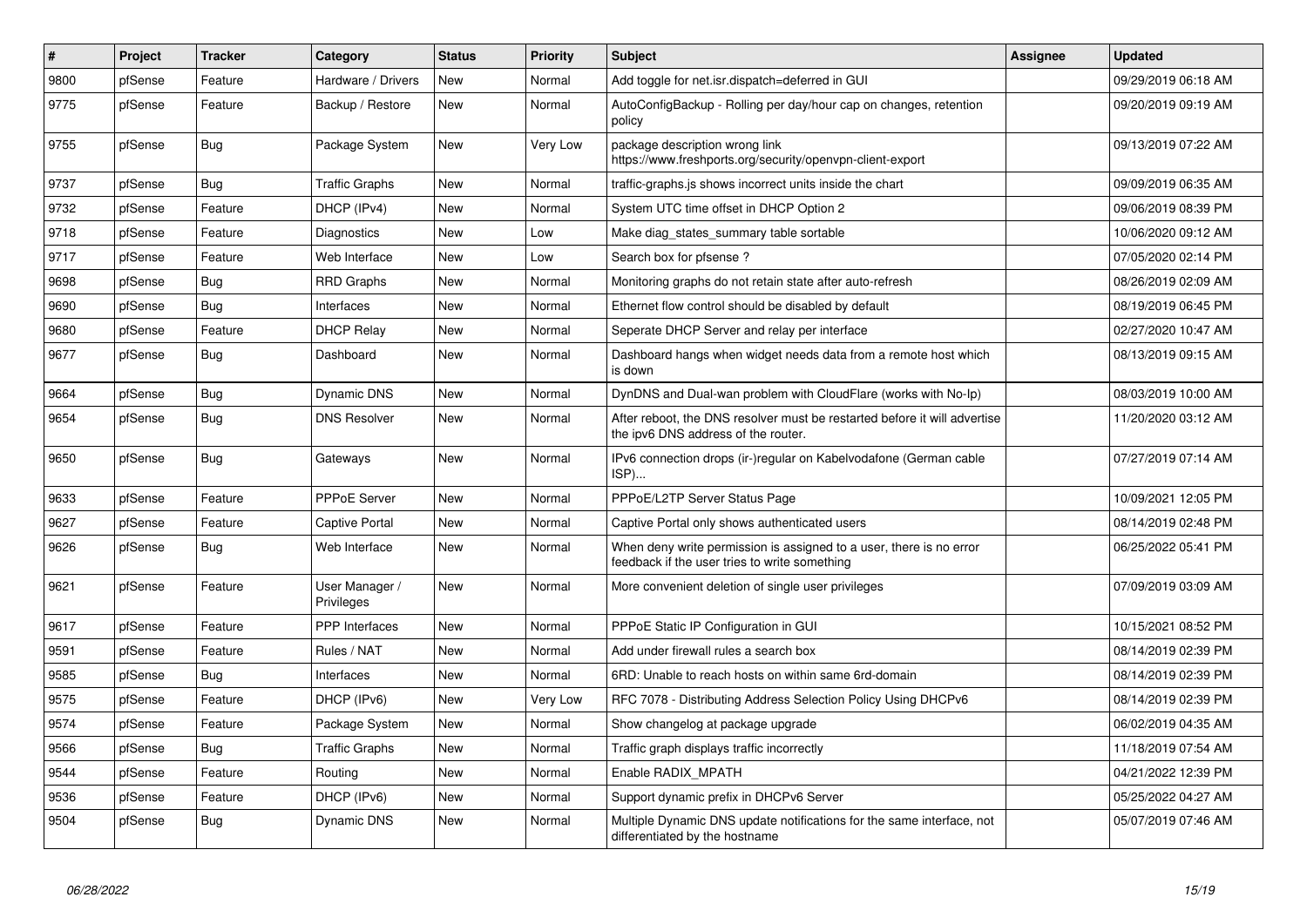| # | Project | Tracker | Category | Status | Priority | Subject | Assignee | Updated |
|---|---|---|---|---|---|---|---|---|
| 9800 | pfSense | Feature | Hardware / Drivers | New | Normal | Add toggle for net.isr.dispatch=deferred in GUI | | 09/29/2019 06:18 AM |
| 9775 | pfSense | Feature | Backup / Restore | New | Normal | AutoConfigBackup - Rolling per day/hour cap on changes, retention policy | | 09/20/2019 09:19 AM |
| 9755 | pfSense | Bug | Package System | New | Very Low | package description wrong link https://www.freshports.org/security/openvpn-client-export | | 09/13/2019 07:22 AM |
| 9737 | pfSense | Bug | Traffic Graphs | New | Normal | traffic-graphs.js shows incorrect units inside the chart | | 09/09/2019 06:35 AM |
| 9732 | pfSense | Feature | DHCP (IPv4) | New | Normal | System UTC time offset in DHCP Option 2 | | 09/06/2019 08:39 PM |
| 9718 | pfSense | Feature | Diagnostics | New | Low | Make diag_states_summary table sortable | | 10/06/2020 09:12 AM |
| 9717 | pfSense | Feature | Web Interface | New | Low | Search box for pfsense ? | | 07/05/2020 02:14 PM |
| 9698 | pfSense | Bug | RRD Graphs | New | Normal | Monitoring graphs do not retain state after auto-refresh | | 08/26/2019 02:09 AM |
| 9690 | pfSense | Bug | Interfaces | New | Normal | Ethernet flow control should be disabled by default | | 08/19/2019 06:45 PM |
| 9680 | pfSense | Feature | DHCP Relay | New | Normal | Seperate DHCP Server and relay per interface | | 02/27/2020 10:47 AM |
| 9677 | pfSense | Bug | Dashboard | New | Normal | Dashboard hangs when widget needs data from a remote host which is down | | 08/13/2019 09:15 AM |
| 9664 | pfSense | Bug | Dynamic DNS | New | Normal | DynDNS and Dual-wan problem with CloudFlare (works with No-Ip) | | 08/03/2019 10:00 AM |
| 9654 | pfSense | Bug | DNS Resolver | New | Normal | After reboot, the DNS resolver must be restarted before it will advertise the ipv6 DNS address of the router. | | 11/20/2020 03:12 AM |
| 9650 | pfSense | Bug | Gateways | New | Normal | IPv6 connection drops (ir-)regular on Kabelvodafone (German cable ISP)... | | 07/27/2019 07:14 AM |
| 9633 | pfSense | Feature | PPPoE Server | New | Normal | PPPoE/L2TP Server Status Page | | 10/09/2021 12:05 PM |
| 9627 | pfSense | Feature | Captive Portal | New | Normal | Captive Portal only shows authenticated users | | 08/14/2019 02:48 PM |
| 9626 | pfSense | Bug | Web Interface | New | Normal | When deny write permission is assigned to a user, there is no error feedback if the user tries to write something | | 06/25/2022 05:41 PM |
| 9621 | pfSense | Feature | User Manager / Privileges | New | Normal | More convenient deletion of single user privileges | | 07/09/2019 03:09 AM |
| 9617 | pfSense | Feature | PPP Interfaces | New | Normal | PPPoE Static IP Configuration in GUI | | 10/15/2021 08:52 PM |
| 9591 | pfSense | Feature | Rules / NAT | New | Normal | Add under firewall rules a search box | | 08/14/2019 02:39 PM |
| 9585 | pfSense | Bug | Interfaces | New | Normal | 6RD: Unable to reach hosts on within same 6rd-domain | | 08/14/2019 02:39 PM |
| 9575 | pfSense | Feature | DHCP (IPv6) | New | Very Low | RFC 7078 - Distributing Address Selection Policy Using DHCPv6 | | 08/14/2019 02:39 PM |
| 9574 | pfSense | Feature | Package System | New | Normal | Show changelog at package upgrade | | 06/02/2019 04:35 AM |
| 9566 | pfSense | Bug | Traffic Graphs | New | Normal | Traffic graph displays traffic incorrectly | | 11/18/2019 07:54 AM |
| 9544 | pfSense | Feature | Routing | New | Normal | Enable RADIX_MPATH | | 04/21/2022 12:39 PM |
| 9536 | pfSense | Feature | DHCP (IPv6) | New | Normal | Support dynamic prefix in DHCPv6 Server | | 05/25/2022 04:27 AM |
| 9504 | pfSense | Bug | Dynamic DNS | New | Normal | Multiple Dynamic DNS update notifications for the same interface, not differentiated by the hostname | | 05/07/2019 07:46 AM |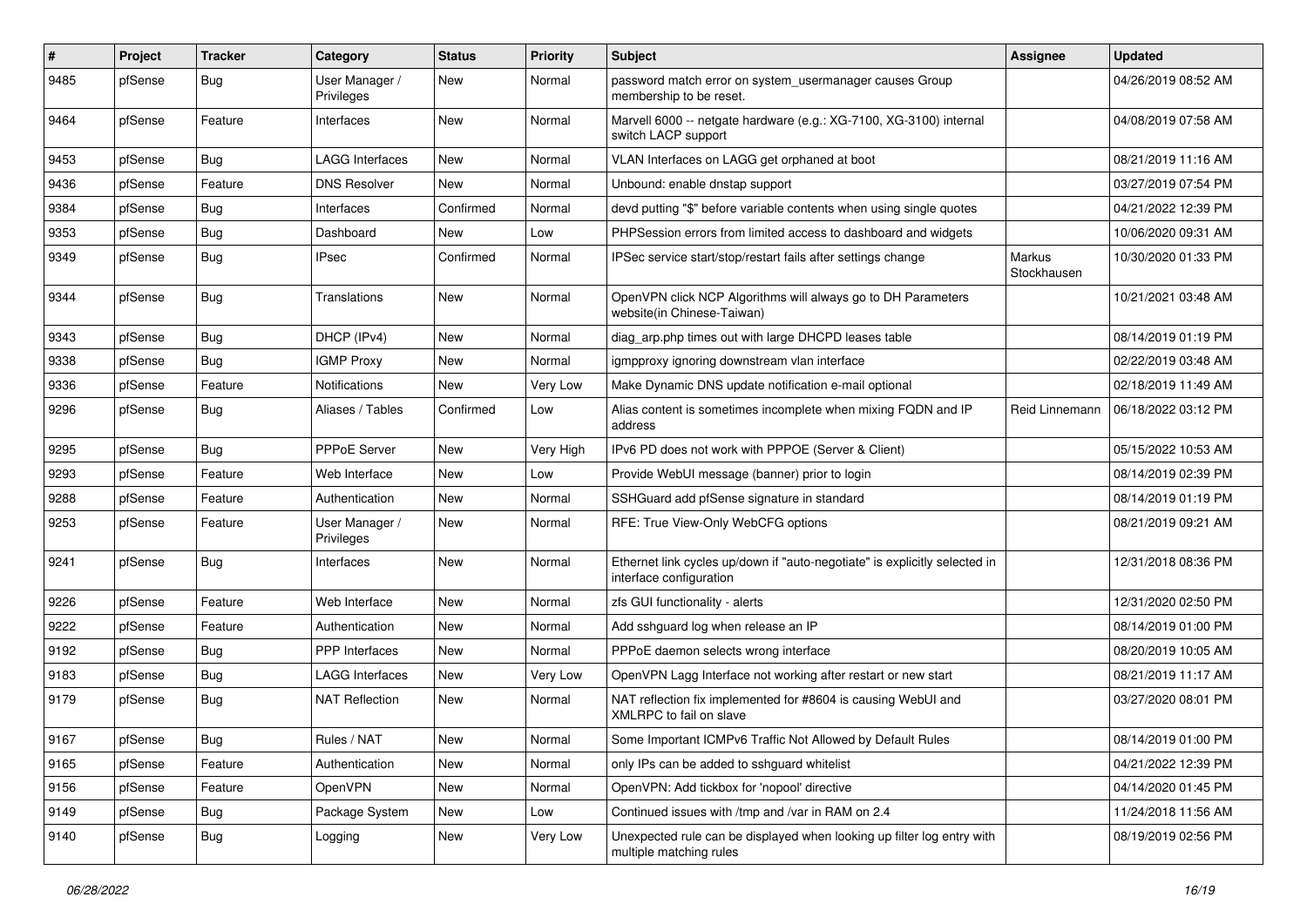| # | Project | Tracker | Category | Status | Priority | Subject | Assignee | Updated |
|---|---|---|---|---|---|---|---|---|
| 9485 | pfSense | Bug | User Manager / Privileges | New | Normal | password match error on system_usermanager causes Group membership to be reset. | | 04/26/2019 08:52 AM |
| 9464 | pfSense | Feature | Interfaces | New | Normal | Marvell 6000 -- netgate hardware (e.g.: XG-7100, XG-3100) internal switch LACP support | | 04/08/2019 07:58 AM |
| 9453 | pfSense | Bug | LAGG Interfaces | New | Normal | VLAN Interfaces on LAGG get orphaned at boot | | 08/21/2019 11:16 AM |
| 9436 | pfSense | Feature | DNS Resolver | New | Normal | Unbound: enable dnstap support | | 03/27/2019 07:54 PM |
| 9384 | pfSense | Bug | Interfaces | Confirmed | Normal | devd putting "$" before variable contents when using single quotes | | 04/21/2022 12:39 PM |
| 9353 | pfSense | Bug | Dashboard | New | Low | PHPSession errors from limited access to dashboard and widgets | | 10/06/2020 09:31 AM |
| 9349 | pfSense | Bug | IPsec | Confirmed | Normal | IPSec service start/stop/restart fails after settings change | Markus Stockhausen | 10/30/2020 01:33 PM |
| 9344 | pfSense | Bug | Translations | New | Normal | OpenVPN click NCP Algorithms will always go to DH Parameters website(in Chinese-Taiwan) | | 10/21/2021 03:48 AM |
| 9343 | pfSense | Bug | DHCP (IPv4) | New | Normal | diag_arp.php times out with large DHCPD leases table | | 08/14/2019 01:19 PM |
| 9338 | pfSense | Bug | IGMP Proxy | New | Normal | igmpproxy ignoring downstream vlan interface | | 02/22/2019 03:48 AM |
| 9336 | pfSense | Feature | Notifications | New | Very Low | Make Dynamic DNS update notification e-mail optional | | 02/18/2019 11:49 AM |
| 9296 | pfSense | Bug | Aliases / Tables | Confirmed | Low | Alias content is sometimes incomplete when mixing FQDN and IP address | Reid Linnemann | 06/18/2022 03:12 PM |
| 9295 | pfSense | Bug | PPPoE Server | New | Very High | IPv6 PD does not work with PPPOE (Server & Client) | | 05/15/2022 10:53 AM |
| 9293 | pfSense | Feature | Web Interface | New | Low | Provide WebUI message (banner) prior to login | | 08/14/2019 02:39 PM |
| 9288 | pfSense | Feature | Authentication | New | Normal | SSHGuard add pfSense signature in standard | | 08/14/2019 01:19 PM |
| 9253 | pfSense | Feature | User Manager / Privileges | New | Normal | RFE: True View-Only WebCFG options | | 08/21/2019 09:21 AM |
| 9241 | pfSense | Bug | Interfaces | New | Normal | Ethernet link cycles up/down if "auto-negotiate" is explicitly selected in interface configuration | | 12/31/2018 08:36 PM |
| 9226 | pfSense | Feature | Web Interface | New | Normal | zfs GUI functionality - alerts | | 12/31/2020 02:50 PM |
| 9222 | pfSense | Feature | Authentication | New | Normal | Add sshguard log when release an IP | | 08/14/2019 01:00 PM |
| 9192 | pfSense | Bug | PPP Interfaces | New | Normal | PPPoE daemon selects wrong interface | | 08/20/2019 10:05 AM |
| 9183 | pfSense | Bug | LAGG Interfaces | New | Very Low | OpenVPN Lagg Interface not working after restart or new start | | 08/21/2019 11:17 AM |
| 9179 | pfSense | Bug | NAT Reflection | New | Normal | NAT reflection fix implemented for #8604 is causing WebUI and XMLRPC to fail on slave | | 03/27/2020 08:01 PM |
| 9167 | pfSense | Bug | Rules / NAT | New | Normal | Some Important ICMPv6 Traffic Not Allowed by Default Rules | | 08/14/2019 01:00 PM |
| 9165 | pfSense | Feature | Authentication | New | Normal | only IPs can be added to sshguard whitelist | | 04/21/2022 12:39 PM |
| 9156 | pfSense | Feature | OpenVPN | New | Normal | OpenVPN: Add tickbox for 'nopool' directive | | 04/14/2020 01:45 PM |
| 9149 | pfSense | Bug | Package System | New | Low | Continued issues with /tmp and /var in RAM on 2.4 | | 11/24/2018 11:56 AM |
| 9140 | pfSense | Bug | Logging | New | Very Low | Unexpected rule can be displayed when looking up filter log entry with multiple matching rules | | 08/19/2019 02:56 PM |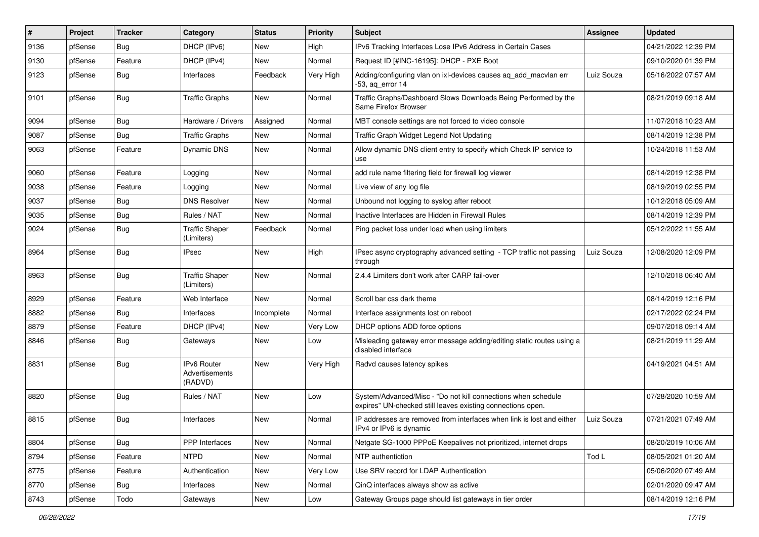| # | Project | Tracker | Category | Status | Priority | Subject | Assignee | Updated |
|---|---|---|---|---|---|---|---|---|
| 9136 | pfSense | Bug | DHCP (IPv6) | New | High | IPv6 Tracking Interfaces Lose IPv6 Address in Certain Cases | | 04/21/2022 12:39 PM |
| 9130 | pfSense | Feature | DHCP (IPv4) | New | Normal | Request ID [#INC-16195]: DHCP - PXE Boot | | 09/10/2020 01:39 PM |
| 9123 | pfSense | Bug | Interfaces | Feedback | Very High | Adding/configuring vlan on ixl-devices causes aq_add_macvlan err -53, aq_error 14 | Luiz Souza | 05/16/2022 07:57 AM |
| 9101 | pfSense | Bug | Traffic Graphs | New | Normal | Traffic Graphs/Dashboard Slows Downloads Being Performed by the Same Firefox Browser | | 08/21/2019 09:18 AM |
| 9094 | pfSense | Bug | Hardware / Drivers | Assigned | Normal | MBT console settings are not forced to video console | | 11/07/2018 10:23 AM |
| 9087 | pfSense | Bug | Traffic Graphs | New | Normal | Traffic Graph Widget Legend Not Updating | | 08/14/2019 12:38 PM |
| 9063 | pfSense | Feature | Dynamic DNS | New | Normal | Allow dynamic DNS client entry to specify which Check IP service to use | | 10/24/2018 11:53 AM |
| 9060 | pfSense | Feature | Logging | New | Normal | add rule name filtering field for firewall log viewer | | 08/14/2019 12:38 PM |
| 9038 | pfSense | Feature | Logging | New | Normal | Live view of any log file | | 08/19/2019 02:55 PM |
| 9037 | pfSense | Bug | DNS Resolver | New | Normal | Unbound not logging to syslog after reboot | | 10/12/2018 05:09 AM |
| 9035 | pfSense | Bug | Rules / NAT | New | Normal | Inactive Interfaces are Hidden in Firewall Rules | | 08/14/2019 12:39 PM |
| 9024 | pfSense | Bug | Traffic Shaper (Limiters) | Feedback | Normal | Ping packet loss under load when using limiters | | 05/12/2022 11:55 AM |
| 8964 | pfSense | Bug | IPsec | New | High | IPsec async cryptography advanced setting - TCP traffic not passing through | Luiz Souza | 12/08/2020 12:09 PM |
| 8963 | pfSense | Bug | Traffic Shaper (Limiters) | New | Normal | 2.4.4 Limiters don't work after CARP fail-over | | 12/10/2018 06:40 AM |
| 8929 | pfSense | Feature | Web Interface | New | Normal | Scroll bar css dark theme | | 08/14/2019 12:16 PM |
| 8882 | pfSense | Bug | Interfaces | Incomplete | Normal | Interface assignments lost on reboot | | 02/17/2022 02:24 PM |
| 8879 | pfSense | Feature | DHCP (IPv4) | New | Very Low | DHCP options ADD force options | | 09/07/2018 09:14 AM |
| 8846 | pfSense | Bug | Gateways | New | Low | Misleading gateway error message adding/editing static routes using a disabled interface | | 08/21/2019 11:29 AM |
| 8831 | pfSense | Bug | IPv6 Router Advertisements (RADVD) | New | Very High | Radvd causes latency spikes | | 04/19/2021 04:51 AM |
| 8820 | pfSense | Bug | Rules / NAT | New | Low | System/Advanced/Misc - "Do not kill connections when schedule expires" UN-checked still leaves existing connections open. | | 07/28/2020 10:59 AM |
| 8815 | pfSense | Bug | Interfaces | New | Normal | IP addresses are removed from interfaces when link is lost and either IPv4 or IPv6 is dynamic | Luiz Souza | 07/21/2021 07:49 AM |
| 8804 | pfSense | Bug | PPP Interfaces | New | Normal | Netgate SG-1000 PPPoE Keepalives not prioritized, internet drops | | 08/20/2019 10:06 AM |
| 8794 | pfSense | Feature | NTPD | New | Normal | NTP authentiction | Tod L | 08/05/2021 01:20 AM |
| 8775 | pfSense | Feature | Authentication | New | Very Low | Use SRV record for LDAP Authentication | | 05/06/2020 07:49 AM |
| 8770 | pfSense | Bug | Interfaces | New | Normal | QinQ interfaces always show as active | | 02/01/2020 09:47 AM |
| 8743 | pfSense | Todo | Gateways | New | Low | Gateway Groups page should list gateways in tier order | | 08/14/2019 12:16 PM |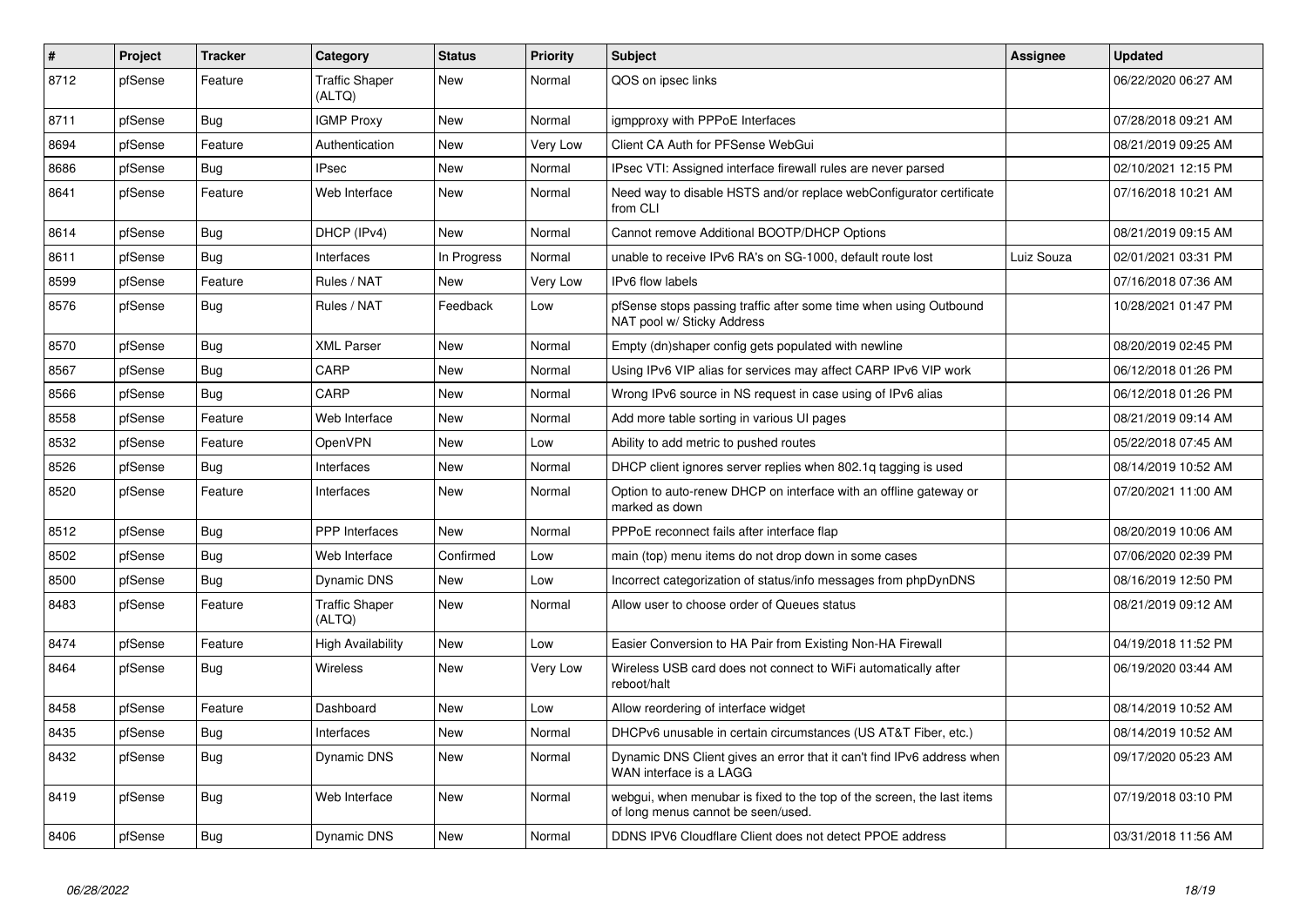| # | Project | Tracker | Category | Status | Priority | Subject | Assignee | Updated |
|---|---|---|---|---|---|---|---|---|
| 8712 | pfSense | Feature | Traffic Shaper (ALTQ) | New | Normal | QOS on ipsec links | | 06/22/2020 06:27 AM |
| 8711 | pfSense | Bug | IGMP Proxy | New | Normal | igmpproxy with PPPoE Interfaces | | 07/28/2018 09:21 AM |
| 8694 | pfSense | Feature | Authentication | New | Very Low | Client CA Auth for PFSense WebGui | | 08/21/2019 09:25 AM |
| 8686 | pfSense | Bug | IPsec | New | Normal | IPsec VTI: Assigned interface firewall rules are never parsed | | 02/10/2021 12:15 PM |
| 8641 | pfSense | Feature | Web Interface | New | Normal | Need way to disable HSTS and/or replace webConfigurator certificate from CLI | | 07/16/2018 10:21 AM |
| 8614 | pfSense | Bug | DHCP (IPv4) | New | Normal | Cannot remove Additional BOOTP/DHCP Options | | 08/21/2019 09:15 AM |
| 8611 | pfSense | Bug | Interfaces | In Progress | Normal | unable to receive IPv6 RA's on SG-1000, default route lost | Luiz Souza | 02/01/2021 03:31 PM |
| 8599 | pfSense | Feature | Rules / NAT | New | Very Low | IPv6 flow labels | | 07/16/2018 07:36 AM |
| 8576 | pfSense | Bug | Rules / NAT | Feedback | Low | pfSense stops passing traffic after some time when using Outbound NAT pool w/ Sticky Address | | 10/28/2021 01:47 PM |
| 8570 | pfSense | Bug | XML Parser | New | Normal | Empty (dn)shaper config gets populated with newline | | 08/20/2019 02:45 PM |
| 8567 | pfSense | Bug | CARP | New | Normal | Using IPv6 VIP alias for services may affect CARP IPv6 VIP work | | 06/12/2018 01:26 PM |
| 8566 | pfSense | Bug | CARP | New | Normal | Wrong IPv6 source in NS request in case using of IPv6 alias | | 06/12/2018 01:26 PM |
| 8558 | pfSense | Feature | Web Interface | New | Normal | Add more table sorting in various UI pages | | 08/21/2019 09:14 AM |
| 8532 | pfSense | Feature | OpenVPN | New | Low | Ability to add metric to pushed routes | | 05/22/2018 07:45 AM |
| 8526 | pfSense | Bug | Interfaces | New | Normal | DHCP client ignores server replies when 802.1q tagging is used | | 08/14/2019 10:52 AM |
| 8520 | pfSense | Feature | Interfaces | New | Normal | Option to auto-renew DHCP on interface with an offline gateway or marked as down | | 07/20/2021 11:00 AM |
| 8512 | pfSense | Bug | PPP Interfaces | New | Normal | PPPoE reconnect fails after interface flap | | 08/20/2019 10:06 AM |
| 8502 | pfSense | Bug | Web Interface | Confirmed | Low | main (top) menu items do not drop down in some cases | | 07/06/2020 02:39 PM |
| 8500 | pfSense | Bug | Dynamic DNS | New | Low | Incorrect categorization of status/info messages from phpDynDNS | | 08/16/2019 12:50 PM |
| 8483 | pfSense | Feature | Traffic Shaper (ALTQ) | New | Normal | Allow user to choose order of Queues status | | 08/21/2019 09:12 AM |
| 8474 | pfSense | Feature | High Availability | New | Low | Easier Conversion to HA Pair from Existing Non-HA Firewall | | 04/19/2018 11:52 PM |
| 8464 | pfSense | Bug | Wireless | New | Very Low | Wireless USB card does not connect to WiFi automatically after reboot/halt | | 06/19/2020 03:44 AM |
| 8458 | pfSense | Feature | Dashboard | New | Low | Allow reordering of interface widget | | 08/14/2019 10:52 AM |
| 8435 | pfSense | Bug | Interfaces | New | Normal | DHCPv6 unusable in certain circumstances (US AT&T Fiber, etc.) | | 08/14/2019 10:52 AM |
| 8432 | pfSense | Bug | Dynamic DNS | New | Normal | Dynamic DNS Client gives an error that it can't find IPv6 address when WAN interface is a LAGG | | 09/17/2020 05:23 AM |
| 8419 | pfSense | Bug | Web Interface | New | Normal | webgui, when menubar is fixed to the top of the screen, the last items of long menus cannot be seen/used. | | 07/19/2018 03:10 PM |
| 8406 | pfSense | Bug | Dynamic DNS | New | Normal | DDNS IPV6 Cloudflare Client does not detect PPOE address | | 03/31/2018 11:56 AM |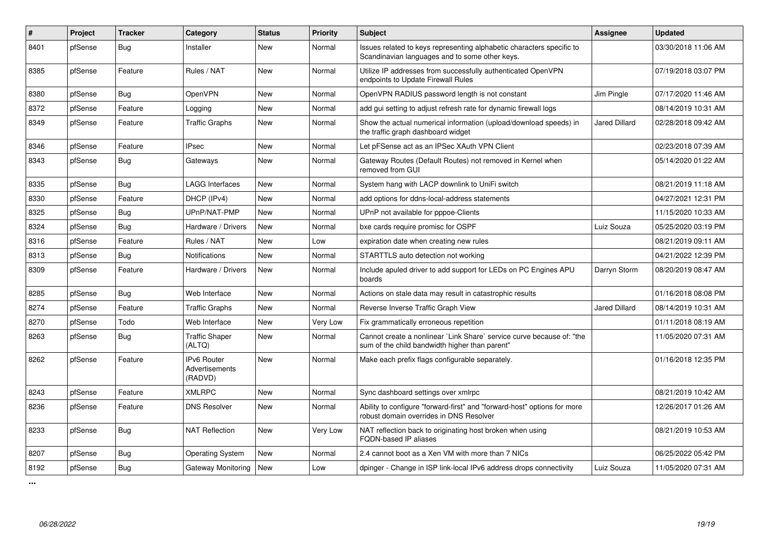| # | Project | Tracker | Category | Status | Priority | Subject | Assignee | Updated |
|---|---|---|---|---|---|---|---|---|
| 8401 | pfSense | Bug | Installer | New | Normal | Issues related to keys representing alphabetic characters specific to Scandinavian languages and to some other keys. | | 03/30/2018 11:06 AM |
| 8385 | pfSense | Feature | Rules / NAT | New | Normal | Utilize IP addresses from successfully authenticated OpenVPN endpoints to Update Firewall Rules | | 07/19/2018 03:07 PM |
| 8380 | pfSense | Bug | OpenVPN | New | Normal | OpenVPN RADIUS password length is not constant | Jim Pingle | 07/17/2020 11:46 AM |
| 8372 | pfSense | Feature | Logging | New | Normal | add gui setting to adjust refresh rate for dynamic firewall logs | | 08/14/2019 10:31 AM |
| 8349 | pfSense | Feature | Traffic Graphs | New | Normal | Show the actual numerical information (upload/download speeds) in the traffic graph dashboard widget | Jared Dillard | 02/28/2018 09:42 AM |
| 8346 | pfSense | Feature | IPsec | New | Normal | Let pFSense act as an IPSec XAuth VPN Client | | 02/23/2018 07:39 AM |
| 8343 | pfSense | Bug | Gateways | New | Normal | Gateway Routes (Default Routes) not removed in Kernel when removed from GUI | | 05/14/2020 01:22 AM |
| 8335 | pfSense | Bug | LAGG Interfaces | New | Normal | System hang with LACP downlink to UniFi switch | | 08/21/2019 11:18 AM |
| 8330 | pfSense | Feature | DHCP (IPv4) | New | Normal | add options for ddns-local-address statements | | 04/27/2021 12:31 PM |
| 8325 | pfSense | Bug | UPnP/NAT-PMP | New | Normal | UPnP not available for pppoe-Clients | | 11/15/2020 10:33 AM |
| 8324 | pfSense | Bug | Hardware / Drivers | New | Normal | bxe cards require promisc for OSPF | Luiz Souza | 05/25/2020 03:19 PM |
| 8316 | pfSense | Feature | Rules / NAT | New | Low | expiration date when creating new rules | | 08/21/2019 09:11 AM |
| 8313 | pfSense | Bug | Notifications | New | Normal | STARTTLS auto detection not working | | 04/21/2022 12:39 PM |
| 8309 | pfSense | Feature | Hardware / Drivers | New | Normal | Include apuled driver to add support for LEDs on PC Engines APU boards | Darryn Storm | 08/20/2019 08:47 AM |
| 8285 | pfSense | Bug | Web Interface | New | Normal | Actions on stale data may result in catastrophic results | | 01/16/2018 08:08 PM |
| 8274 | pfSense | Feature | Traffic Graphs | New | Normal | Reverse Inverse Traffic Graph View | Jared Dillard | 08/14/2019 10:31 AM |
| 8270 | pfSense | Todo | Web Interface | New | Very Low | Fix grammatically erroneous repetition | | 01/11/2018 08:19 AM |
| 8263 | pfSense | Bug | Traffic Shaper (ALTQ) | New | Normal | Cannot create a nonlinear `Link Share` service curve because of: "the sum of the child bandwidth higher than parent" | | 11/05/2020 07:31 AM |
| 8262 | pfSense | Feature | IPv6 Router Advertisements (RADVD) | New | Normal | Make each prefix flags configurable separately. | | 01/16/2018 12:35 PM |
| 8243 | pfSense | Feature | XMLRPC | New | Normal | Sync dashboard settings over xmlrpc | | 08/21/2019 10:42 AM |
| 8236 | pfSense | Feature | DNS Resolver | New | Normal | Ability to configure "forward-first" and "forward-host" options for more robust domain overrides in DNS Resolver | | 12/26/2017 01:26 AM |
| 8233 | pfSense | Bug | NAT Reflection | New | Very Low | NAT reflection back to originating host broken when using FQDN-based IP aliases | | 08/21/2019 10:53 AM |
| 8207 | pfSense | Bug | Operating System | New | Normal | 2.4 cannot boot as a Xen VM with more than 7 NICs | | 06/25/2022 05:42 PM |
| 8192 | pfSense | Bug | Gateway Monitoring | New | Low | dpinger - Change in ISP link-local IPv6 address drops connectivity | Luiz Souza | 11/05/2020 07:31 AM |

...